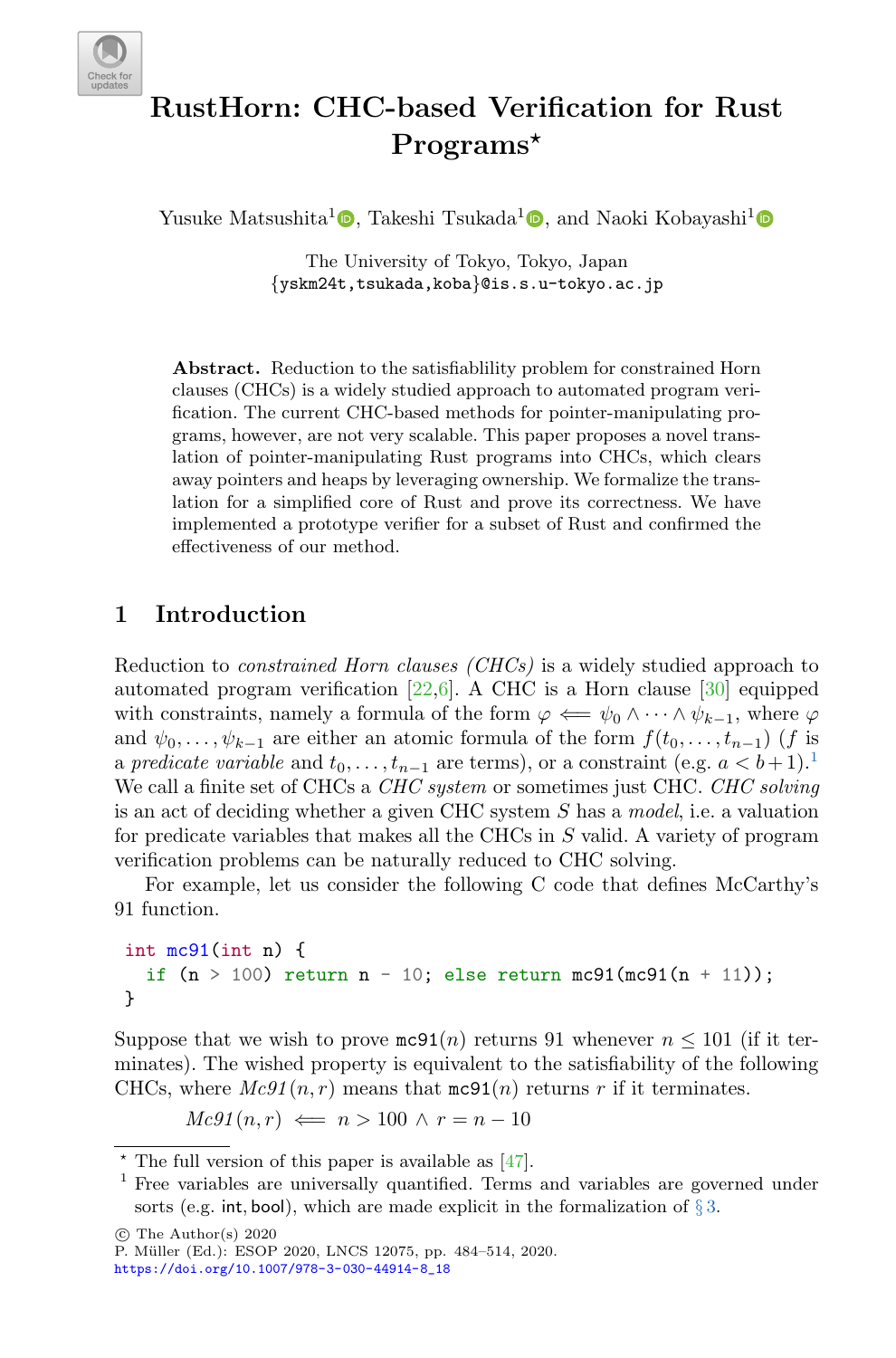# RustHorn: CHC-based Verification for Rust Programs*

Yusuke Matsushita[1], Takeshi Tsukada[1], and Naoki Kobayashi[1]

The University of Tokyo, Tokyo, Japan
{yskm24t,tsukada,koba}@is.s.u-tokyo.ac.jp

**Abstract.** Reduction to the satisfiablility problem for constrained Horn clauses (CHCs) is a widely studied approach to automated program verification. The current CHC-based methods for pointer-manipulating programs, however, are not very scalable. This paper proposes a novel translation of pointer-manipulating Rust programs into CHCs, which clears away pointers and heaps by leveraging ownership. We formalize the translation for a simplified core of Rust and prove its correctness. We have implemented a prototype verifier for a subset of Rust and confirmed the effectiveness of our method.

## 1 Introduction

Reduction to *constrained Horn clauses (CHCs)* is a widely studied approach to automated program verification [22,6]. A CHC is a Horn clause [30] equipped with constraints, namely a formula of the form $\varphi \Longleftarrow \psi_0 \land \cdots \land \psi_{k-1}$, where $\varphi$ and $\psi_0, \ldots, \psi_{k-1}$ are either an atomic formula of the form $f(t_0, \ldots, t_{n-1})$ ($f$ is a *predicate variable* and $t_0, \ldots, t_{n-1}$ are terms), or a constraint (e.g. $a < b + 1$).[1] We call a finite set of CHCs a *CHC system* or sometimes just CHC. *CHC solving* is an act of deciding whether a given CHC system $S$ has a *model*, i.e. a valuation for predicate variables that makes all the CHCs in $S$ valid. A variety of program verification problems can be naturally reduced to CHC solving.

For example, let us consider the following C code that defines McCarthy's 91 function.

```
int mc91(int n) {
  if (n > 100) return n - 10; else return mc91(mc91(n + 11));
}
```

Suppose that we wish to prove `mc91`$(n)$ returns 91 whenever $n \le 101$ (if it terminates). The wished property is equivalent to the satisfiability of the following CHCs, where $Mc91(n, r)$ means that `mc91`$(n)$ returns $r$ if it terminates.

$$Mc91(n, r) \Longleftarrow n > 100 \land r = n - 10$$

* The full version of this paper is available as [47].

[1] Free variables are universally quantified. Terms and variables are governed under sorts (e.g. int, bool), which are made explicit in the formalization of § 3.

© The Author(s) 2020
P. Müller (Ed.): ESOP 2020, LNCS 12075, pp. 484–514, 2020.
https://doi.org/10.1007/978-3-030-44914-8_18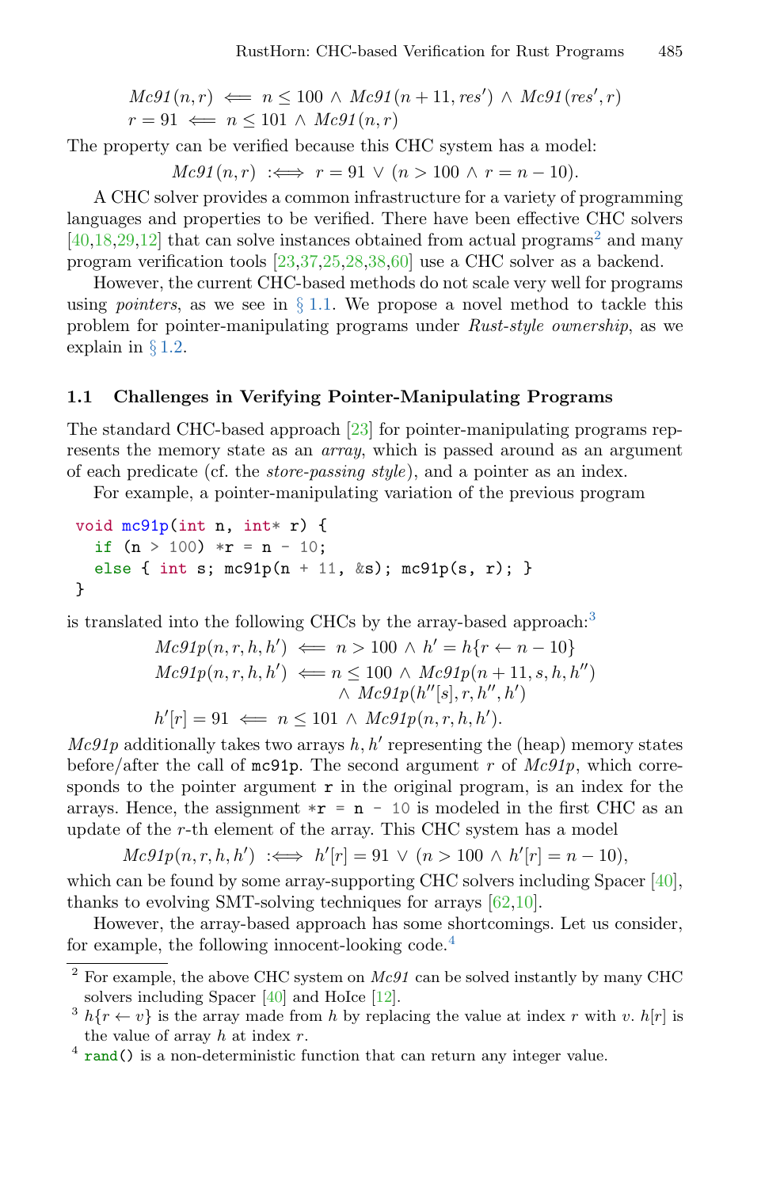$$Mc91(n, r) \iff n \le 100 \land Mc91(n + 11, res') \land Mc91(res', r)$$
$$r = 91 \iff n \le 101 \land Mc91(n, r)$$

The property can be verified because this CHC system has a model:

$$Mc91(n, r) :\iff r = 91 \lor (n > 100 \land r = n - 10).$$

A CHC solver provides a common infrastructure for a variety of programming languages and properties to be verified. There have been effective CHC solvers [40,18,29,12] that can solve instances obtained from actual programs[2] and many program verification tools [23,37,25,28,38,60] use a CHC solver as a backend.

However, the current CHC-based methods do not scale very well for programs using *pointers*, as we see in § 1.1. We propose a novel method to tackle this problem for pointer-manipulating programs under *Rust-style ownership*, as we explain in § 1.2.

### 1.1 Challenges in Verifying Pointer-Manipulating Programs

The standard CHC-based approach [23] for pointer-manipulating programs represents the memory state as an *array*, which is passed around as an argument of each predicate (cf. the *store-passing style*), and a pointer as an index.

For example, a pointer-manipulating variation of the previous program

```
void mc91p(int n, int* r) {
  if (n > 100) *r = n - 10;
  else { int s; mc91p(n + 11, &s); mc91p(s, r); }
}
```

is translated into the following CHCs by the array-based approach:[3]

$$Mc91p(n, r, h, h') \iff n > 100 \land h' = h\{r \leftarrow n - 10\}$$
$$Mc91p(n, r, h, h') \iff n \le 100 \land Mc91p(n + 11, s, h, h'') \land Mc91p(h''[s], r, h'', h')$$
$$h'[r] = 91 \iff n \le 101 \land Mc91p(n, r, h, h').$$

*Mc91p* additionally takes two arrays $h, h'$ representing the (heap) memory states before/after the call of `mc91p`. The second argument $r$ of *Mc91p*, which corresponds to the pointer argument `r` in the original program, is an index for the arrays. Hence, the assignment `*r = n - 10` is modeled in the first CHC as an update of the $r$-th element of the array. This CHC system has a model

$$Mc91p(n, r, h, h') :\iff h'[r] = 91 \lor (n > 100 \land h'[r] = n - 10),$$

which can be found by some array-supporting CHC solvers including Spacer [40], thanks to evolving SMT-solving techniques for arrays [62,10].

However, the array-based approach has some shortcomings. Let us consider, for example, the following innocent-looking code.[4]

---

[2] For example, the above CHC system on *Mc91* can be solved instantly by many CHC solvers including Spacer [40] and HoIce [12].

[3] $h\{r \leftarrow v\}$ is the array made from $h$ by replacing the value at index $r$ with $v$. $h[r]$ is the value of array $h$ at index $r$.

[4] `rand()` is a non-deterministic function that can return any integer value.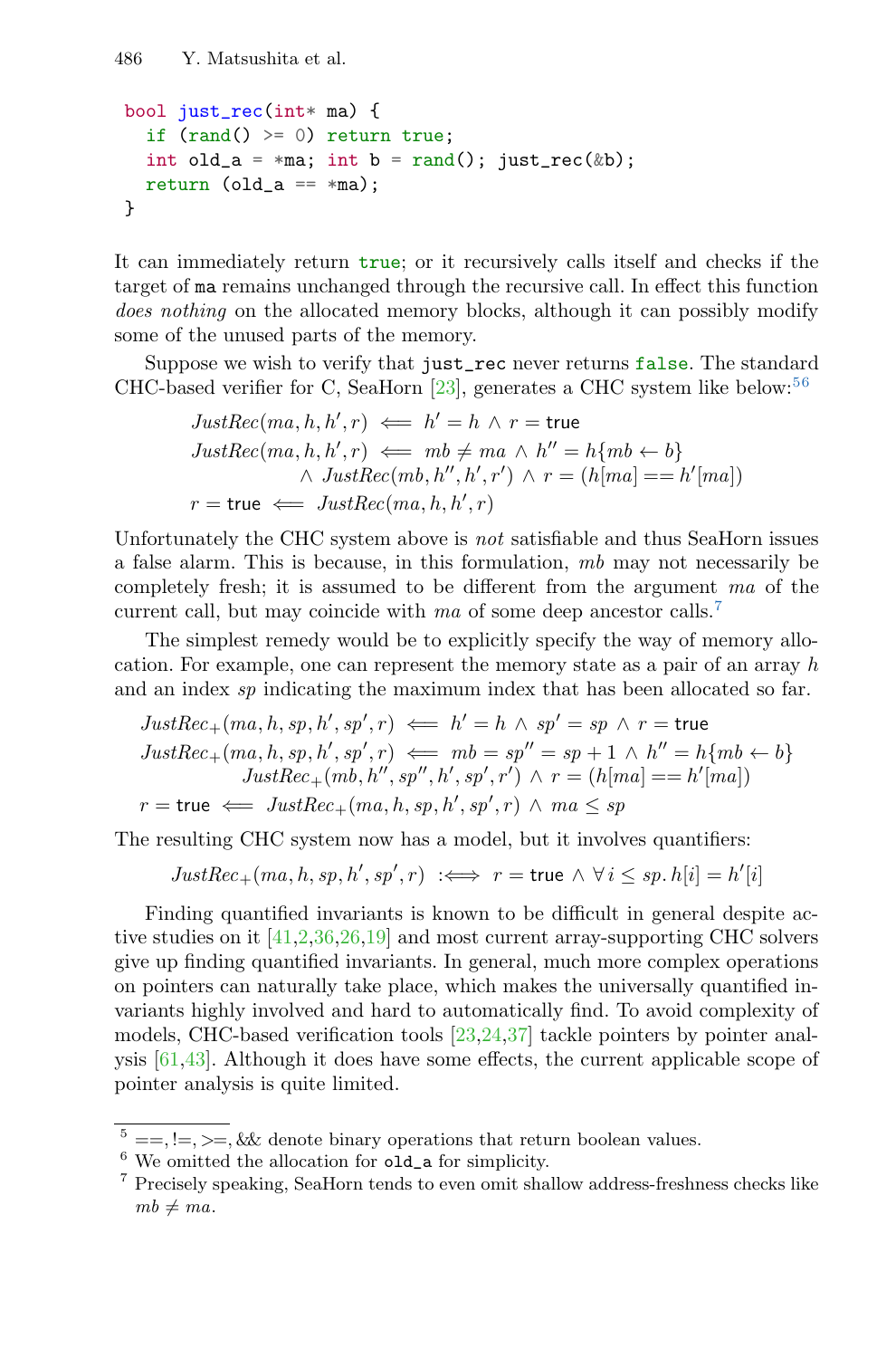```
bool just_rec(int* ma) {
  if (rand() >= 0) return true;
  int old_a = *ma; int b = rand(); just_rec(&b);
  return (old_a == *ma);
}
```

It can immediately return `true`; or it recursively calls itself and checks if the target of `ma` remains unchanged through the recursive call. In effect this function *does nothing* on the allocated memory blocks, although it can possibly modify some of the unused parts of the memory.

Suppose we wish to verify that `just_rec` never returns `false`. The standard CHC-based verifier for C, SeaHorn [23], generates a CHC system like below:[5][6]

$$
\begin{aligned}
&\mathit{JustRec}(ma, h, h', r) \iff h' = h \wedge r = \mathsf{true} \\
&\mathit{JustRec}(ma, h, h', r) \iff mb \neq ma \wedge h'' = h\{mb \leftarrow b\} \\
&\qquad\qquad\qquad\qquad \wedge\ \mathit{JustRec}(mb, h'', h', r') \wedge r = (h[ma] == h'[ma]) \\
&r = \mathsf{true} \iff \mathit{JustRec}(ma, h, h', r)
\end{aligned}
$$

Unfortunately the CHC system above is *not* satisfiable and thus SeaHorn issues a false alarm. This is because, in this formulation, $mb$ may not necessarily be completely fresh; it is assumed to be different from the argument $ma$ of the current call, but may coincide with $ma$ of some deep ancestor calls.[7]

The simplest remedy would be to explicitly specify the way of memory allocation. For example, one can represent the memory state as a pair of an array $h$ and an index $sp$ indicating the maximum index that has been allocated so far.

$$
\begin{aligned}
&\mathit{JustRec}_+(ma, h, sp, h', sp', r) \iff h' = h \wedge sp' = sp \wedge r = \mathsf{true} \\
&\mathit{JustRec}_+(ma, h, sp, h', sp', r) \iff mb = sp'' = sp + 1 \wedge h'' = h\{mb \leftarrow b\} \\
&\qquad\qquad\qquad \mathit{JustRec}_+(mb, h'', sp'', h', sp', r') \wedge r = (h[ma] == h'[ma]) \\
&r = \mathsf{true} \iff \mathit{JustRec}_+(ma, h, sp, h', sp', r) \wedge ma \leq sp
\end{aligned}
$$

The resulting CHC system now has a model, but it involves quantifiers:

$$
\mathit{JustRec}_+(ma, h, sp, h', sp', r) \ :\iff\ r = \mathsf{true} \wedge \forall\, i \leq sp.\, h[i] = h'[i]
$$

Finding quantified invariants is known to be difficult in general despite active studies on it [41,2,36,26,19] and most current array-supporting CHC solvers give up finding quantified invariants. In general, much more complex operations on pointers can naturally take place, which makes the universally quantified invariants highly involved and hard to automatically find. To avoid complexity of models, CHC-based verification tools [23,24,37] tackle pointers by pointer analysis [61,43]. Although it does have some effects, the current applicable scope of pointer analysis is quite limited.

---

[5] ==, !=, >=, && denote binary operations that return boolean values.

[6] We omitted the allocation for `old_a` for simplicity.

[7] Precisely speaking, SeaHorn tends to even omit shallow address-freshness checks like $mb \neq ma$.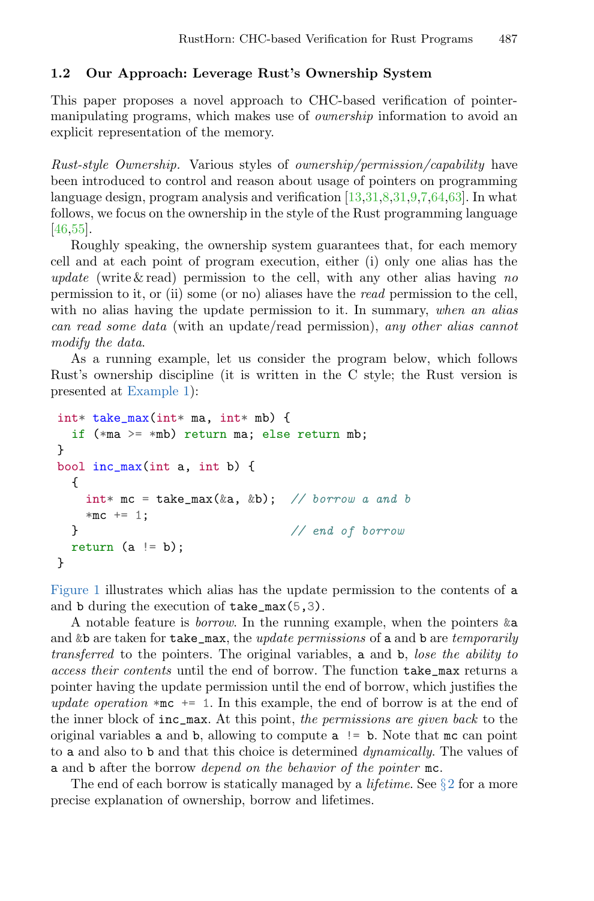### 1.2 Our Approach: Leverage Rust's Ownership System

This paper proposes a novel approach to CHC-based verification of pointer-manipulating programs, which makes use of *ownership* information to avoid an explicit representation of the memory.

*Rust-style Ownership.* Various styles of *ownership/permission/capability* have been introduced to control and reason about usage of pointers on programming language design, program analysis and verification [13,31,8,31,9,7,64,63]. In what follows, we focus on the ownership in the style of the Rust programming language [46,55].

Roughly speaking, the ownership system guarantees that, for each memory cell and at each point of program execution, either (i) only one alias has the *update* (write & read) permission to the cell, with any other alias having *no* permission to it, or (ii) some (or no) aliases have the *read* permission to the cell, with no alias having the update permission to it. In summary, *when an alias can read some data* (with an update/read permission), *any other alias cannot modify the data*.

As a running example, let us consider the program below, which follows Rust's ownership discipline (it is written in the C style; the Rust version is presented at Example 1):

```
int* take_max(int* ma, int* mb) {
  if (*ma >= *mb) return ma; else return mb;
}
bool inc_max(int a, int b) {
  {
    int* mc = take_max(&a, &b);  // borrow a and b
    *mc += 1;
  }                              // end of borrow
  return (a != b);
}
```

Figure 1 illustrates which alias has the update permission to the contents of a and b during the execution of take_max(5,3).

A notable feature is *borrow*. In the running example, when the pointers &a and &b are taken for take_max, the *update permissions* of a and b are *temporarily transferred* to the pointers. The original variables, a and b, *lose the ability to access their contents* until the end of borrow. The function take_max returns a pointer having the update permission until the end of borrow, which justifies the *update operation* *mc += 1. In this example, the end of borrow is at the end of the inner block of inc_max. At this point, *the permissions are given back* to the original variables a and b, allowing to compute a != b. Note that mc can point to a and also to b and that this choice is determined *dynamically*. The values of a and b after the borrow *depend on the behavior of the pointer* mc.

The end of each borrow is statically managed by a *lifetime*. See §2 for a more precise explanation of ownership, borrow and lifetimes.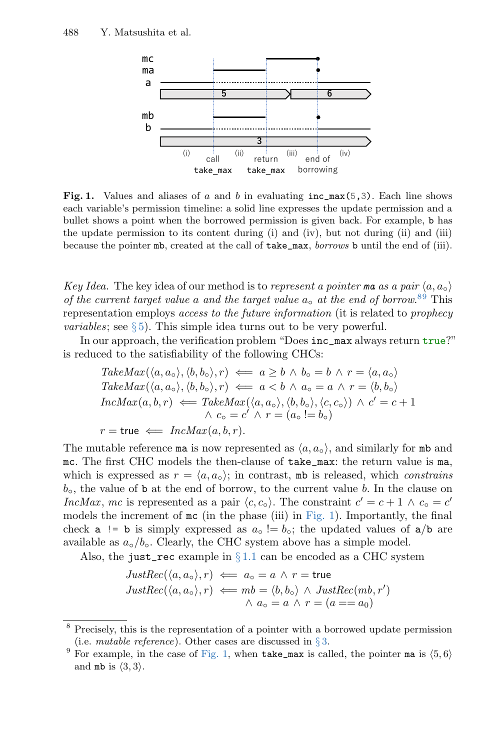**Fig. 1.** Values and aliases of $a$ and $b$ in evaluating `inc_max(5,3)`. Each line shows each variable's permission timeline: a solid line expresses the update permission and a bullet shows a point when the borrowed permission is given back. For example, `b` has the update permission to its content during (i) and (iv), but not during (ii) and (iii) because the pointer `mb`, created at the call of `take_max`, *borrows* `b` until the end of (iii).

*Key Idea.* The key idea of our method is to *represent a pointer* **ma** *as a pair* $\langle a, a_\circ \rangle$ *of the current target value* $a$ *and the target value* $a_\circ$ *at the end of borrow.*[8,9] This representation employs *access to the future information* (it is related to *prophecy variables*; see § 5). This simple idea turns out to be very powerful.

In our approach, the verification problem "Does `inc_max` always return `true`?" is reduced to the satisfiability of the following CHCs:

$$\begin{aligned}
&\mathit{TakeMax}(\langle a, a_\circ\rangle, \langle b, b_\circ\rangle, r) \iff a \geq b \land b_\circ = b \land r = \langle a, a_\circ \rangle\\
&\mathit{TakeMax}(\langle a, a_\circ\rangle, \langle b, b_\circ\rangle, r) \iff a < b \land a_\circ = a \land r = \langle b, b_\circ \rangle\\
&\mathit{IncMax}(a, b, r) \iff \mathit{TakeMax}(\langle a, a_\circ\rangle, \langle b, b_\circ\rangle, \langle c, c_\circ\rangle) \land c' = c + 1\\
&\qquad\qquad\qquad\quad \land\ c_\circ = c' \land r = (a_\circ \mathrel{!=} b_\circ)\\
&r = \mathsf{true} \iff \mathit{IncMax}(a, b, r).
\end{aligned}$$

The mutable reference `ma` is now represented as $\langle a, a_\circ \rangle$, and similarly for `mb` and `mc`. The first CHC models the then-clause of `take_max`: the return value is `ma`, which is expressed as $r = \langle a, a_\circ \rangle$; in contrast, `mb` is released, which *constrains* $b_\circ$, the value of `b` at the end of borrow, to the current value $b$. In the clause on *IncMax*, *mc* is represented as a pair $\langle c, c_\circ \rangle$. The constraint $c' = c + 1 \land c_\circ = c'$ models the increment of `mc` (in the phase (iii) in Fig. 1). Importantly, the final check `a != b` is simply expressed as $a_\circ \mathrel{!=} b_\circ$; the updated values of `a`/`b` are available as $a_\circ/b_\circ$. Clearly, the CHC system above has a simple model.

Also, the `just_rec` example in § 1.1 can be encoded as a CHC system

$$\begin{aligned}
&\mathit{JustRec}(\langle a, a_\circ\rangle, r) \iff a_\circ = a \land r = \mathsf{true}\\
&\mathit{JustRec}(\langle a, a_\circ\rangle, r) \iff mb = \langle b, b_\circ \rangle \land \mathit{JustRec}(mb, r')\\
&\qquad\qquad\qquad\qquad\quad \land\ a_\circ = a \land r = (a == a_0)
\end{aligned}$$

---

[8] Precisely, this is the representation of a pointer with a borrowed update permission (i.e. *mutable reference*). Other cases are discussed in § 3.

[9] For example, in the case of Fig. 1, when `take_max` is called, the pointer `ma` is $\langle 5, 6 \rangle$ and `mb` is $\langle 3, 3 \rangle$.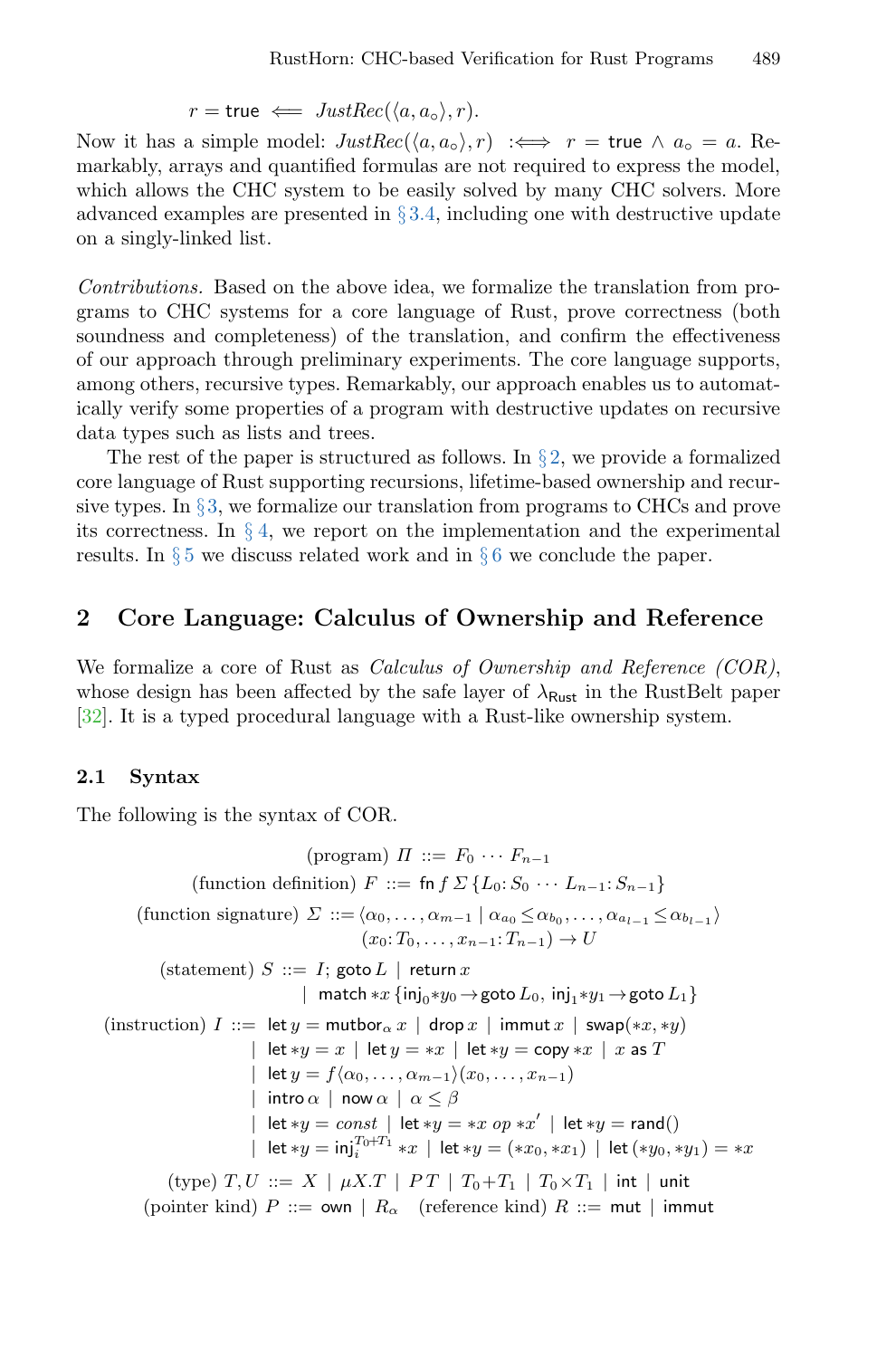$$r = \mathsf{true} \;\Longleftarrow\; \mathit{JustRec}(\langle a, a_\circ \rangle, r).$$

Now it has a simple model: $\mathit{JustRec}(\langle a, a_\circ \rangle, r) \;:\Longleftrightarrow\; r = \mathsf{true} \wedge a_\circ = a$. Remarkably, arrays and quantified formulas are not required to express the model, which allows the CHC system to be easily solved by many CHC solvers. More advanced examples are presented in §3.4, including one with destructive update on a singly-linked list.

*Contributions.* Based on the above idea, we formalize the translation from programs to CHC systems for a core language of Rust, prove correctness (both soundness and completeness) of the translation, and confirm the effectiveness of our approach through preliminary experiments. The core language supports, among others, recursive types. Remarkably, our approach enables us to automatically verify some properties of a program with destructive updates on recursive data types such as lists and trees.

The rest of the paper is structured as follows. In §2, we provide a formalized core language of Rust supporting recursions, lifetime-based ownership and recursive types. In §3, we formalize our translation from programs to CHCs and prove its correctness. In §4, we report on the implementation and the experimental results. In §5 we discuss related work and in §6 we conclude the paper.

## 2 Core Language: Calculus of Ownership and Reference

We formalize a core of Rust as *Calculus of Ownership and Reference (COR)*, whose design has been affected by the safe layer of $\lambda_{\mathsf{Rust}}$ in the RustBelt paper [32]. It is a typed procedural language with a Rust-like ownership system.

### 2.1 Syntax

The following is the syntax of COR.

$$
\begin{aligned}
&\text{(program)}\ \Pi ::= F_0 \cdots F_{n-1} \\
&\text{(function definition)}\ F ::= \mathsf{fn}\ f\ \Sigma\ \{L_0\colon S_0 \cdots L_{n-1}\colon S_{n-1}\} \\
&\text{(function signature)}\ \Sigma ::= \langle \alpha_0, \ldots, \alpha_{m-1} \mid \alpha_{a_0} \le \alpha_{b_0}, \ldots, \alpha_{a_{l-1}} \le \alpha_{b_{l-1}} \rangle \\
&\qquad\qquad (x_0\colon T_0, \ldots, x_{n-1}\colon T_{n-1}) \to U \\
&\text{(statement)}\ S ::= I;\ \mathsf{goto}\ L \mid \mathsf{return}\ x \\
&\qquad \mid\ \mathsf{match}\ {*x}\ \{\mathsf{inj}_0 {*y_0} \to \mathsf{goto}\ L_0,\ \mathsf{inj}_1 {*y_1} \to \mathsf{goto}\ L_1\} \\
&\text{(instruction)}\ I ::= \mathsf{let}\ y = \mathsf{mutbor}_\alpha\ x \mid \mathsf{drop}\ x \mid \mathsf{immut}\ x \mid \mathsf{swap}({*x}, {*y}) \\
&\qquad \mid\ \mathsf{let}\ {*y} = x \mid \mathsf{let}\ y = {*x} \mid \mathsf{let}\ {*y} = \mathsf{copy}\ {*x} \mid x\ \mathsf{as}\ T \\
&\qquad \mid\ \mathsf{let}\ y = f\langle \alpha_0, \ldots, \alpha_{m-1} \rangle (x_0, \ldots, x_{n-1}) \\
&\qquad \mid\ \mathsf{intro}\ \alpha \mid \mathsf{now}\ \alpha \mid \alpha \le \beta \\
&\qquad \mid\ \mathsf{let}\ {*y} = \mathit{const} \mid \mathsf{let}\ {*y} = {*x}\ \mathit{op}\ {*x'} \mid \mathsf{let}\ {*y} = \mathsf{rand}() \\
&\qquad \mid\ \mathsf{let}\ {*y} = \mathsf{inj}_i^{T_0+T_1}\ {*x} \mid \mathsf{let}\ {*y} = ({*x_0}, {*x_1}) \mid \mathsf{let}\ ({*y_0}, {*y_1}) = {*x} \\
&\text{(type)}\ T, U ::= X \mid \mu X.T \mid P\,T \mid T_0 + T_1 \mid T_0 \times T_1 \mid \mathsf{int} \mid \mathsf{unit} \\
&\text{(pointer kind)}\ P ::= \mathsf{own} \mid R_\alpha \quad \text{(reference kind)}\ R ::= \mathsf{mut} \mid \mathsf{immut}
\end{aligned}
$$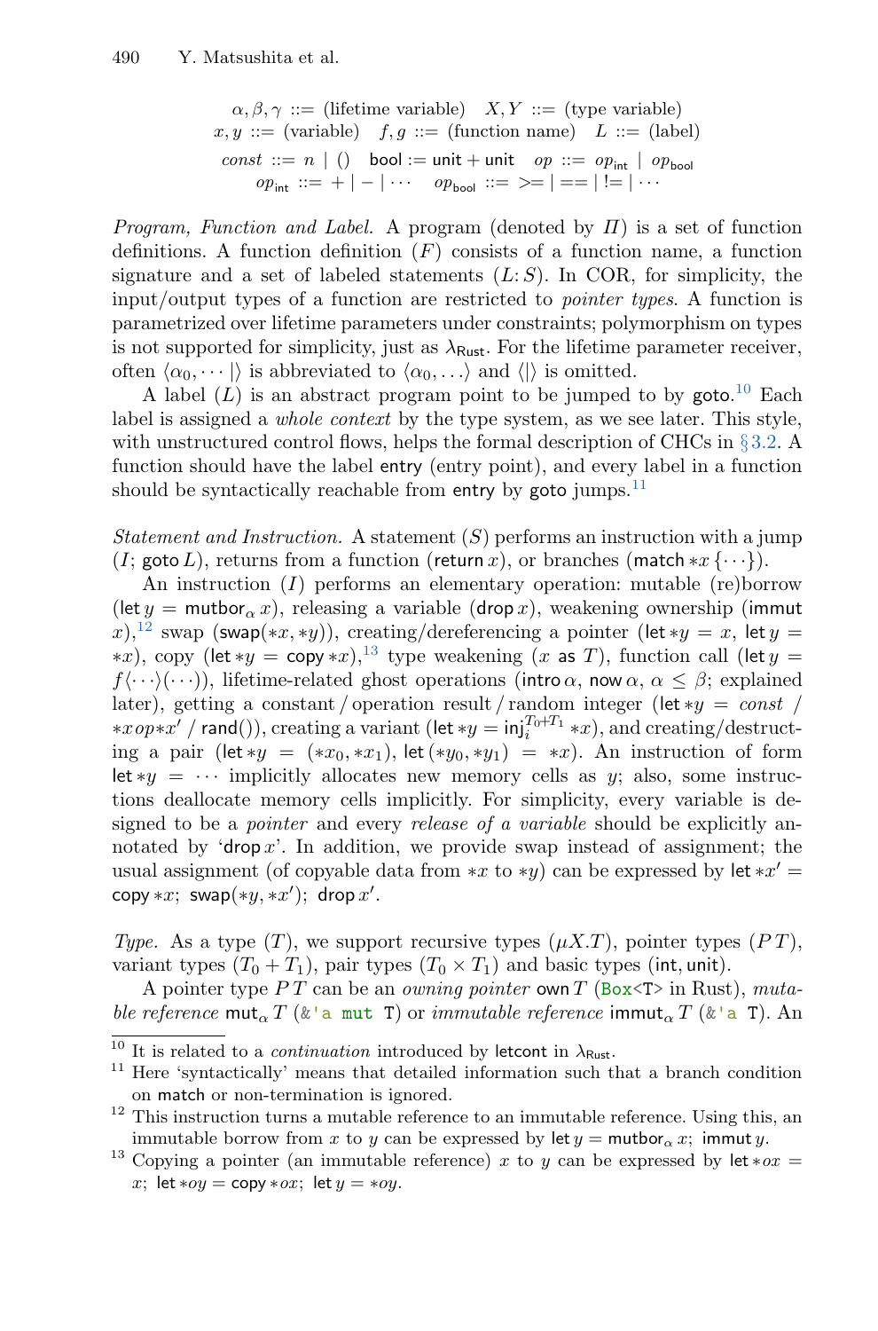$$\alpha, \beta, \gamma ::= \text{(lifetime variable)} \quad X, Y ::= \text{(type variable)}$$
$$x, y ::= \text{(variable)} \quad f, g ::= \text{(function name)} \quad L ::= \text{(label)}$$
$$\mathit{const} ::= n \mid () \quad \mathsf{bool} := \mathsf{unit} + \mathsf{unit} \quad \mathit{op} ::= \mathit{op}_{\mathsf{int}} \mid \mathit{op}_{\mathsf{bool}}$$
$$\mathit{op}_{\mathsf{int}} ::= + \mid - \mid \cdots \quad \mathit{op}_{\mathsf{bool}} ::= \mathtt{>=} \mid \mathtt{==} \mid \mathtt{!=} \mid \cdots$$

*Program, Function and Label.* A program (denoted by $\Pi$) is a set of function definitions. A function definition ($F$) consists of a function name, a function signature and a set of labeled statements ($L\colon S$). In COR, for simplicity, the input/output types of a function are restricted to *pointer types*. A function is parametrized over lifetime parameters under constraints; polymorphism on types is not supported for simplicity, just as $\lambda_{\mathsf{Rust}}$. For the lifetime parameter receiver, often $\langle \alpha_0, \cdots \mid \rangle$ is abbreviated to $\langle \alpha_0, \ldots \rangle$ and $\langle \mid \rangle$ is omitted.

A label ($L$) is an abstract program point to be jumped to by $\mathsf{goto}$.[10] Each label is assigned a *whole context* by the type system, as we see later. This style, with unstructured control flows, helps the formal description of CHCs in §3.2. A function should have the label $\mathsf{entry}$ (entry point), and every label in a function should be syntactically reachable from $\mathsf{entry}$ by $\mathsf{goto}$ jumps.[11]

*Statement and Instruction.* A statement ($S$) performs an instruction with a jump ($I$; $\mathsf{goto}\, L$), returns from a function ($\mathsf{return}\, x$), or branches ($\mathsf{match}\, {*x}\, \{\cdots\}$).

An instruction ($I$) performs an elementary operation: mutable (re)borrow ($\mathsf{let}\; y = \mathsf{mutbor}_\alpha\, x$), releasing a variable ($\mathsf{drop}\, x$), weakening ownership ($\mathsf{immut}\; x$),[12] swap ($\mathsf{swap}({*x}, {*y})$), creating/dereferencing a pointer ($\mathsf{let}\; {*y} = x$, $\mathsf{let}\; y = {*x}$), copy ($\mathsf{let}\; {*y} = \mathsf{copy}\; {*x}$),[13] type weakening ($x\; \mathsf{as}\; T$), function call ($\mathsf{let}\; y = f\langle\cdots\rangle(\cdots)$), lifetime-related ghost operations ($\mathsf{intro}\, \alpha$, $\mathsf{now}\, \alpha$, $\alpha \leq \beta$; explained later), getting a constant / operation result / random integer ($\mathsf{let}\; {*y} = \mathit{const}$ / ${*x}\, \mathit{op}\, {*x'}$ / $\mathsf{rand}()$), creating a variant ($\mathsf{let}\; {*y} = \mathsf{inj}_i^{T_0+T_1}\, {*x}$), and creating/destructing a pair ($\mathsf{let}\; {*y} = ({*x_0}, {*x_1})$, $\mathsf{let}\; ({*y_0}, {*y_1}) = {*x}$). An instruction of form $\mathsf{let}\; {*y} = \cdots$ implicitly allocates new memory cells as $y$; also, some instructions deallocate memory cells implicitly. For simplicity, every variable is designed to be a *pointer* and every *release of a variable* should be explicitly annotated by '$\mathsf{drop}\, x$'. In addition, we provide swap instead of assignment; the usual assignment (of copyable data from ${*x}$ to ${*y}$) can be expressed by $\mathsf{let}\; {*x'} = \mathsf{copy}\; {*x}$; $\mathsf{swap}({*y}, {*x'})$; $\mathsf{drop}\, x'$.

*Type.* As a type ($T$), we support recursive types ($\mu X.T$), pointer types ($P\,T$), variant types ($T_0 + T_1$), pair types ($T_0 \times T_1$) and basic types ($\mathsf{int}, \mathsf{unit}$).

A pointer type $P\,T$ can be an *owning pointer* $\mathsf{own}\, T$ (`Box<T>` in Rust), *mutable reference* $\mathsf{mut}_\alpha\, T$ (`&'a mut T`) or *immutable reference* $\mathsf{immut}_\alpha\, T$ (`&'a T`). An

---

[10] It is related to a *continuation* introduced by $\mathsf{letcont}$ in $\lambda_{\mathsf{Rust}}$.

[11] Here 'syntactically' means that detailed information such that a branch condition on $\mathsf{match}$ or non-termination is ignored.

[12] This instruction turns a mutable reference to an immutable reference. Using this, an immutable borrow from $x$ to $y$ can be expressed by $\mathsf{let}\; y = \mathsf{mutbor}_\alpha\, x$; $\mathsf{immut}\; y$.

[13] Copying a pointer (an immutable reference) $x$ to $y$ can be expressed by $\mathsf{let}\; {*ox} = x$; $\mathsf{let}\; {*oy} = \mathsf{copy}\; {*ox}$; $\mathsf{let}\; y = {*oy}$.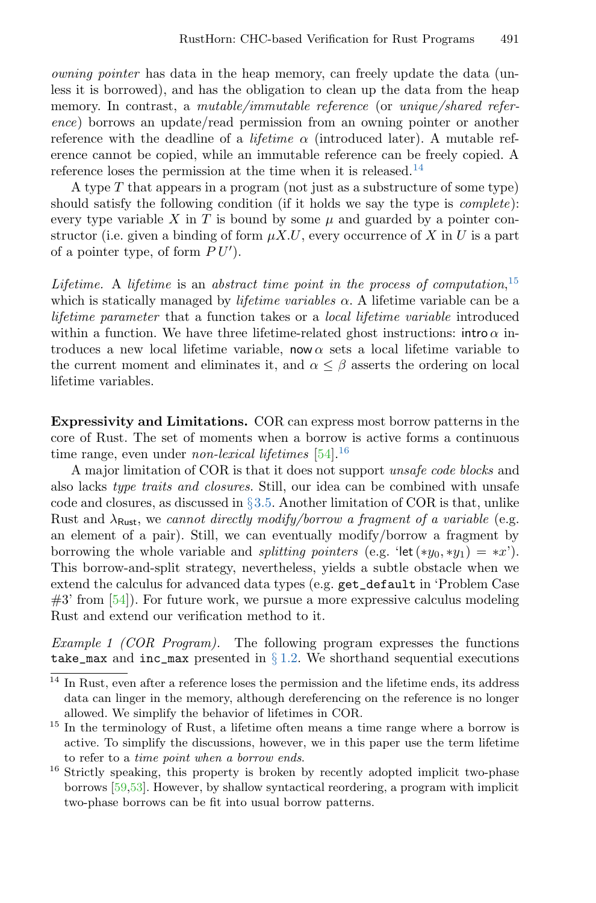*owning pointer* has data in the heap memory, can freely update the data (unless it is borrowed), and has the obligation to clean up the data from the heap memory. In contrast, a *mutable/immutable reference* (or *unique/shared reference*) borrows an update/read permission from an owning pointer or another reference with the deadline of a *lifetime* $\alpha$ (introduced later). A mutable reference cannot be copied, while an immutable reference can be freely copied. A reference loses the permission at the time when it is released.[14]

A type $T$ that appears in a program (not just as a substructure of some type) should satisfy the following condition (if it holds we say the type is *complete*): every type variable $X$ in $T$ is bound by some $\mu$ and guarded by a pointer constructor (i.e. given a binding of form $\mu X.U$, every occurrence of $X$ in $U$ is a part of a pointer type, of form $P\,U'$).

*Lifetime.* A *lifetime* is an *abstract time point in the process of computation*,[15] which is statically managed by *lifetime variables* $\alpha$. A lifetime variable can be a *lifetime parameter* that a function takes or a *local lifetime variable* introduced within a function. We have three lifetime-related ghost instructions: $\mathsf{intro}\,\alpha$ introduces a new local lifetime variable, $\mathsf{now}\,\alpha$ sets a local lifetime variable to the current moment and eliminates it, and $\alpha \le \beta$ asserts the ordering on local lifetime variables.

**Expressivity and Limitations.** COR can express most borrow patterns in the core of Rust. The set of moments when a borrow is active forms a continuous time range, even under *non-lexical lifetimes* [54].[16]

A major limitation of COR is that it does not support *unsafe code blocks* and also lacks *type traits and closures*. Still, our idea can be combined with unsafe code and closures, as discussed in §3.5. Another limitation of COR is that, unlike Rust and $\lambda_{\mathsf{Rust}}$, we *cannot directly modify/borrow a fragment of a variable* (e.g. an element of a pair). Still, we can eventually modify/borrow a fragment by borrowing the whole variable and *splitting pointers* (e.g. '$\mathsf{let}\,(*y_0, *y_1) = *x$'). This borrow-and-split strategy, nevertheless, yields a subtle obstacle when we extend the calculus for advanced data types (e.g. `get_default` in 'Problem Case #3' from [54]). For future work, we pursue a more expressive calculus modeling Rust and extend our verification method to it.

*Example 1 (COR Program).* The following program expresses the functions `take_max` and `inc_max` presented in § 1.2. We shorthand sequential executions

[14] In Rust, even after a reference loses the permission and the lifetime ends, its address data can linger in the memory, although dereferencing on the reference is no longer allowed. We simplify the behavior of lifetimes in COR.

[15] In the terminology of Rust, a lifetime often means a time range where a borrow is active. To simplify the discussions, however, we in this paper use the term lifetime to refer to a *time point when a borrow ends*.

[16] Strictly speaking, this property is broken by recently adopted implicit two-phase borrows [59,53]. However, by shallow syntactical reordering, a program with implicit two-phase borrows can be fit into usual borrow patterns.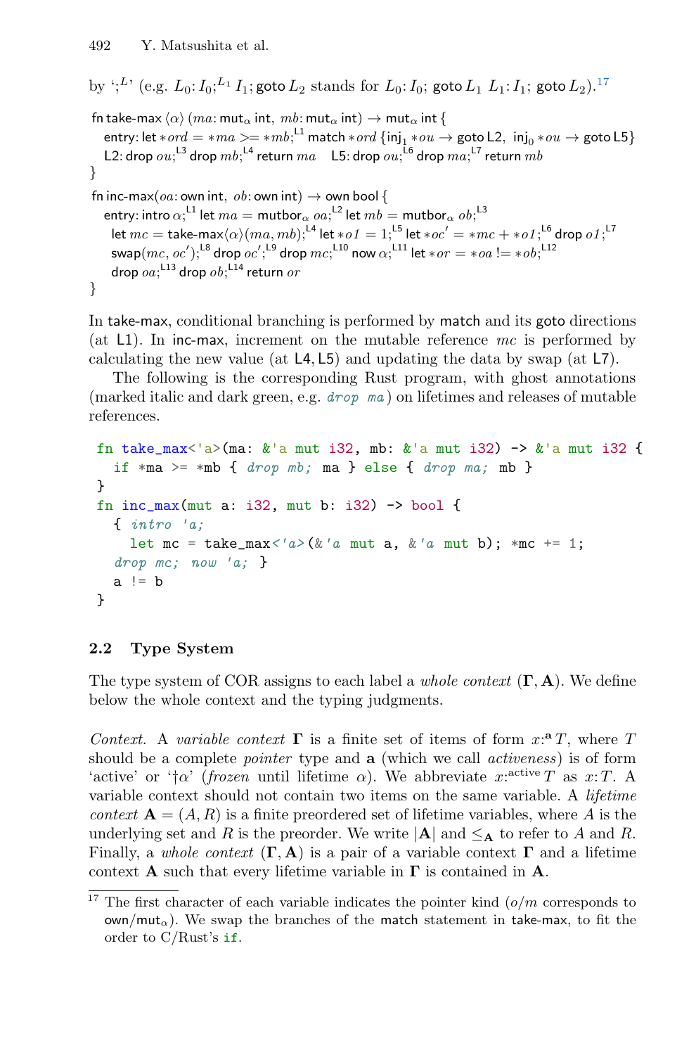by ‘$;^{L}$’ (e.g. $L_0$: $I_0$;$^{L_1}$ $I_1$; goto $L_2$ stands for $L_0$: $I_0$; goto $L_1$ $L_1$: $I_1$; goto $L_2$).[17]

$\textsf{fn take-max}\ \langle\alpha\rangle\ (ma{:}\ \textsf{mut}_\alpha\ \textsf{int},\ mb{:}\ \textsf{mut}_\alpha\ \textsf{int}) \to \textsf{mut}_\alpha\ \textsf{int}\ \{$
$\quad\textsf{entry: let}\ {*ord} = {*ma} >= {*mb};^{\textsf{L1}}\ \textsf{match}\ {*ord}\ \{\textsf{inj}_1\ {*ou} \to \textsf{goto L2},\ \textsf{inj}_0\ {*ou} \to \textsf{goto L5}\}$
$\quad\textsf{L2: drop}\ ou;^{\textsf{L3}}\ \textsf{drop}\ mb;^{\textsf{L4}}\ \textsf{return}\ ma \quad \textsf{L5: drop}\ ou;^{\textsf{L6}}\ \textsf{drop}\ ma;^{\textsf{L7}}\ \textsf{return}\ mb$
$\}$

$\textsf{fn inc-max}(oa{:}\ \textsf{own int},\ ob{:}\ \textsf{own int}) \to \textsf{own bool}\ \{$
$\quad\textsf{entry: intro}\ \alpha;^{\textsf{L1}}\ \textsf{let}\ ma = \textsf{mutbor}_\alpha\ oa;^{\textsf{L2}}\ \textsf{let}\ mb = \textsf{mutbor}_\alpha\ ob;^{\textsf{L3}}$
$\quad\textsf{let}\ mc = \textsf{take-max}\langle\alpha\rangle(ma, mb);^{\textsf{L4}}\ \textsf{let}\ {*o1} = 1;^{\textsf{L5}}\ \textsf{let}\ {*oc'} = {*mc} + {*o1};^{\textsf{L6}}\ \textsf{drop}\ o1;^{\textsf{L7}}$
$\quad\textsf{swap}(mc, oc');^{\textsf{L8}}\ \textsf{drop}\ oc';^{\textsf{L9}}\ \textsf{drop}\ mc;^{\textsf{L10}}\ \textsf{now}\ \alpha;^{\textsf{L11}}\ \textsf{let}\ {*or} = {*oa}\ \texttt{!=}\ {*ob};^{\textsf{L12}}$
$\quad\textsf{drop}\ oa;^{\textsf{L13}}\ \textsf{drop}\ ob;^{\textsf{L14}}\ \textsf{return}\ or$
$\}$

In take-max, conditional branching is performed by match and its goto directions (at L1). In inc-max, increment on the mutable reference $mc$ is performed by calculating the new value (at L4, L5) and updating the data by swap (at L7).

The following is the corresponding Rust program, with ghost annotations (marked italic and dark green, e.g. *drop ma*) on lifetimes and releases of mutable references.

```
fn take_max<'a>(ma: &'a mut i32, mb: &'a mut i32) -> &'a mut i32 {
  if *ma >= *mb { drop mb; ma } else { drop ma; mb }
}
fn inc_max(mut a: i32, mut b: i32) -> bool {
  { intro 'a;
    let mc = take_max<'a>(&'a mut a, &'a mut b); *mc += 1;
  drop mc; now 'a; }
  a != b
}
```

## 2.2 Type System

The type system of COR assigns to each label a *whole context* $(\mathbf{\Gamma}, \mathbf{A})$. We define below the whole context and the typing judgments.

*Context.* A *variable context* $\mathbf{\Gamma}$ is a finite set of items of form $x{:}^{\mathbf{a}}\,T$, where $T$ should be a complete *pointer* type and $\mathbf{a}$ (which we call *activeness*) is of form ‘active’ or ‘$\dagger\alpha$’ (*frozen* until lifetime $\alpha$). We abbreviate $x{:}^{\text{active}}\,T$ as $x{:}\,T$. A variable context should not contain two items on the same variable. A *lifetime context* $\mathbf{A} = (A, R)$ is a finite preordered set of lifetime variables, where $A$ is the underlying set and $R$ is the preorder. We write $|\mathbf{A}|$ and $\le_{\mathbf{A}}$ to refer to $A$ and $R$. Finally, a *whole context* $(\mathbf{\Gamma}, \mathbf{A})$ is a pair of a variable context $\mathbf{\Gamma}$ and a lifetime context $\mathbf{A}$ such that every lifetime variable in $\mathbf{\Gamma}$ is contained in $\mathbf{A}$.

[17] The first character of each variable indicates the pointer kind ($o$/$m$ corresponds to own/$\textsf{mut}_\alpha$). We swap the branches of the match statement in take-max, to fit the order to C/Rust’s `if`.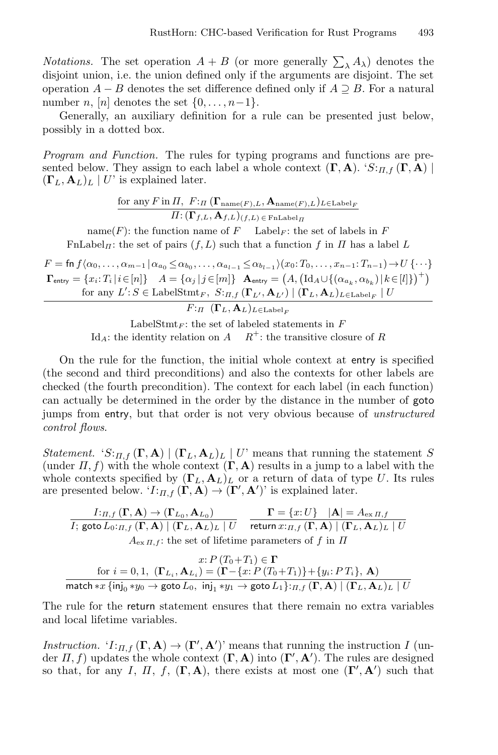*Notations.* The set operation $A + B$ (or more generally $\sum_\lambda A_\lambda$) denotes the disjoint union, i.e. the union defined only if the arguments are disjoint. The set operation $A - B$ denotes the set difference defined only if $A \supseteq B$. For a natural number $n$, $[n]$ denotes the set $\{0, \ldots, n-1\}$.

Generally, an auxiliary definition for a rule can be presented just below, possibly in a dotted box.

*Program and Function.* The rules for typing programs and functions are presented below. They assign to each label a whole context $(\mathbf{\Gamma}, \mathbf{A})$. '$S{:}_{\Pi,f}\,(\mathbf{\Gamma}, \mathbf{A}) \mid (\mathbf{\Gamma}_L, \mathbf{A}_L)_L \mid U$' is explained later.

$$\frac{\text{for any } F \text{ in } \Pi,\ F{:}_\Pi\,(\mathbf{\Gamma}_{\mathrm{name}(F),L}, \mathbf{A}_{\mathrm{name}(F),L})_{L \in \mathrm{Label}_F}}{\Pi{:}\,(\mathbf{\Gamma}_{f,L}, \mathbf{A}_{f,L})_{(f,L)\,\in\,\mathrm{FnLabel}_\Pi}}$$

name($F$): the function name of $F$ $\quad$ $\mathrm{Label}_F$: the set of labels in $F$

$\mathrm{FnLabel}_\Pi$: the set of pairs $(f, L)$ such that a function $f$ in $\Pi$ has a label $L$

$$\frac{\begin{gathered}F = \mathsf{fn}\, f\langle \alpha_0, \ldots, \alpha_{m-1} \mid \alpha_{a_0} \le \alpha_{b_0}, \ldots, \alpha_{a_{l-1}} \le \alpha_{b_{l-1}} \rangle (x_0{:}\,T_0, \ldots, x_{n-1}{:}\,T_{n-1}) \to U\, \{\cdots\} \\ \mathbf{\Gamma}_{\mathsf{entry}} = \{x_i{:}\,T_i \mid i \in [n]\} \quad A = \{\alpha_j \mid j \in [m]\} \quad \mathbf{A}_{\mathsf{entry}} = \big(A, \big(\mathrm{Id}_A \cup \{(\alpha_{a_k}, \alpha_{b_k}) \mid k \in [l]\}\big)^+\big) \\ \text{for any } L'{:}\, S \in \mathrm{LabelStmt}_F,\ S{:}_{\Pi,f}\,(\mathbf{\Gamma}_{L'}, \mathbf{A}_{L'}) \mid (\mathbf{\Gamma}_L, \mathbf{A}_L)_{L \in \mathrm{Label}_F} \mid U\end{gathered}}{F{:}_\Pi\ (\mathbf{\Gamma}_L, \mathbf{A}_L)_{L \in \mathrm{Label}_F}}$$

$\mathrm{LabelStmt}_F$: the set of labeled statements in $F$

$\mathrm{Id}_A$: the identity relation on $A$ $\quad$ $R^+$: the transitive closure of $R$

On the rule for the function, the initial whole context at entry is specified (the second and third preconditions) and also the contexts for other labels are checked (the fourth precondition). The context for each label (in each function) can actually be determined in the order by the distance in the number of goto jumps from entry, but that order is not very obvious because of *unstructured control flows*.

*Statement.* '$S{:}_{\Pi,f}\,(\mathbf{\Gamma}, \mathbf{A}) \mid (\mathbf{\Gamma}_L, \mathbf{A}_L)_L \mid U$' means that running the statement $S$ (under $\Pi, f$) with the whole context $(\mathbf{\Gamma}, \mathbf{A})$ results in a jump to a label with the whole contexts specified by $(\mathbf{\Gamma}_L, \mathbf{A}_L)_L$ or a return of data of type $U$. Its rules are presented below. '$I{:}_{\Pi,f}\,(\mathbf{\Gamma}, \mathbf{A}) \to (\mathbf{\Gamma}', \mathbf{A}')$' is explained later.

$$\frac{I{:}_{\Pi,f}\,(\mathbf{\Gamma}, \mathbf{A}) \to (\mathbf{\Gamma}_{L_0}, \mathbf{A}_{L_0})}{I;\ \mathsf{goto}\ L_0{:}_{\Pi,f}\,(\mathbf{\Gamma}, \mathbf{A}) \mid (\mathbf{\Gamma}_L, \mathbf{A}_L)_L \mid U} \qquad \frac{\mathbf{\Gamma} = \{x{:}\,U\} \quad |\mathbf{A}| = A_{\mathrm{ex}\,\Pi,f}}{\mathsf{return}\ x{:}_{\Pi,f}\,(\mathbf{\Gamma}, \mathbf{A}) \mid (\mathbf{\Gamma}_L, \mathbf{A}_L)_L \mid U}$$

$A_{\mathrm{ex}\,\Pi,f}$: the set of lifetime parameters of $f$ in $\Pi$

$$\frac{\begin{gathered}x{:}\,P\,(T_0 + T_1) \in \mathbf{\Gamma} \\ \text{for } i = 0, 1,\ (\mathbf{\Gamma}_{L_i}, \mathbf{A}_{L_i}) = (\mathbf{\Gamma} - \{x{:}\,P\,(T_0 + T_1)\} + \{y_i{:}\,P\,T_i\},\ \mathbf{A})\end{gathered}}{\mathsf{match}\ {*x}\ \{\mathsf{inj}_0\ {*y_0} \to \mathsf{goto}\ L_0,\ \mathsf{inj}_1\ {*y_1} \to \mathsf{goto}\ L_1\}{:}_{\Pi,f}\,(\mathbf{\Gamma}, \mathbf{A}) \mid (\mathbf{\Gamma}_L, \mathbf{A}_L)_L \mid U}$$

The rule for the return statement ensures that there remain no extra variables and local lifetime variables.

*Instruction.* '$I{:}_{\Pi,f}\,(\mathbf{\Gamma}, \mathbf{A}) \to (\mathbf{\Gamma}', \mathbf{A}')$' means that running the instruction $I$ (under $\Pi, f$) updates the whole context $(\mathbf{\Gamma}, \mathbf{A})$ into $(\mathbf{\Gamma}', \mathbf{A}')$. The rules are designed so that, for any $I$, $\Pi$, $f$, $(\mathbf{\Gamma}, \mathbf{A})$, there exists at most one $(\mathbf{\Gamma}', \mathbf{A}')$ such that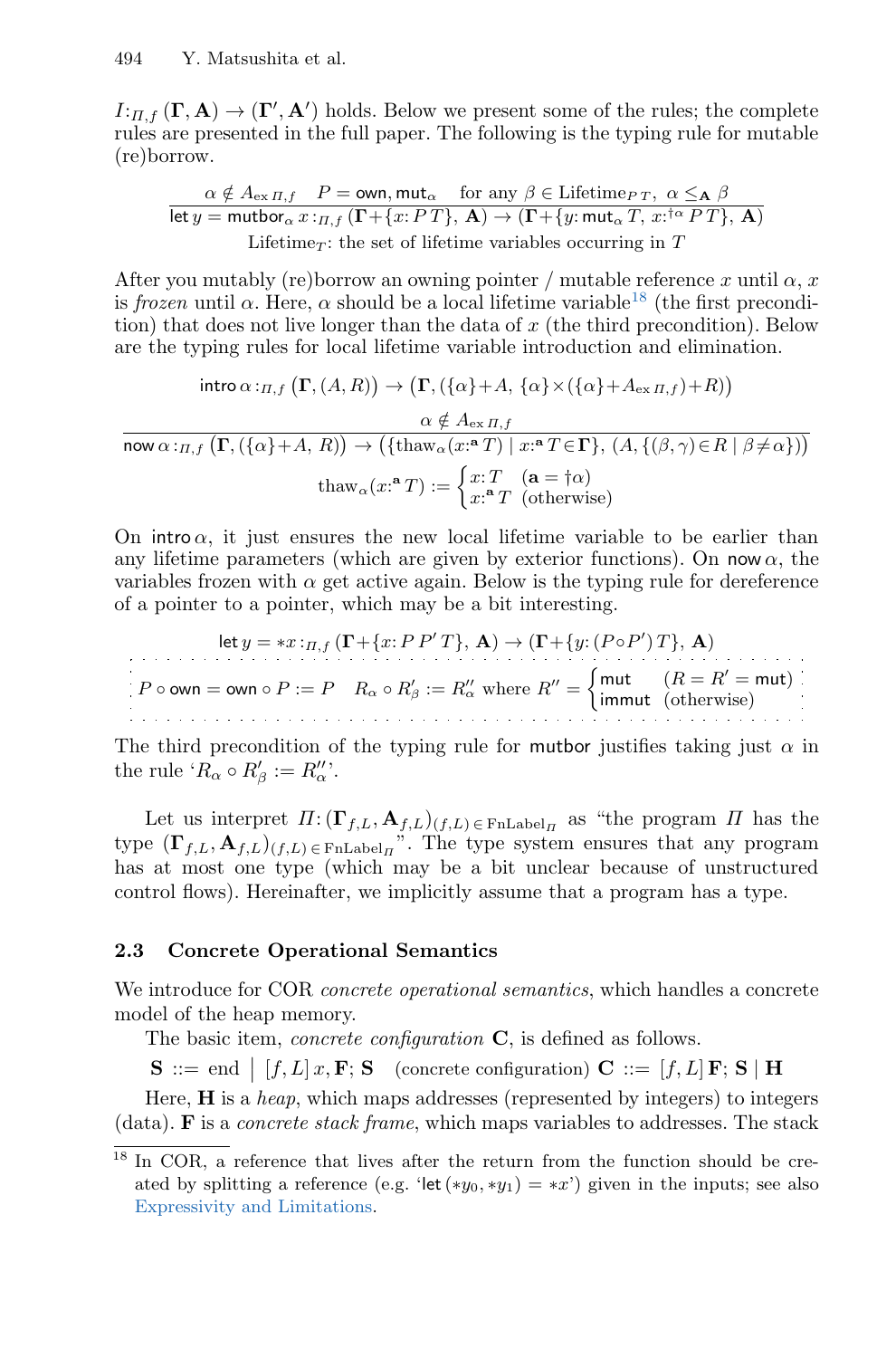$I{:}_{\Pi,f}\,(\mathbf{\Gamma}, \mathbf{A}) \to (\mathbf{\Gamma}', \mathbf{A}')$ holds. Below we present some of the rules; the complete rules are presented in the full paper. The following is the typing rule for mutable (re)borrow.

$$\frac{\alpha \notin A_{\mathrm{ex}\,\Pi,f} \quad P = \mathsf{own}, \mathsf{mut}_\alpha \quad \text{for any } \beta \in \mathrm{Lifetime}_{P\,T},\ \alpha \leq_{\mathbf{A}} \beta}{\mathsf{let}\, y = \mathsf{mutbor}_\alpha\, x :_{\Pi,f} (\mathbf{\Gamma}{+}\{x{:}\, P\,T\},\ \mathbf{A}) \to (\mathbf{\Gamma}{+}\{y{:}\, \mathsf{mut}_\alpha\, T,\ x{:}^{\dagger\alpha}\, P\,T\},\ \mathbf{A})}$$

$\mathrm{Lifetime}_T$: the set of lifetime variables occurring in $T$

After you mutably (re)borrow an owning pointer / mutable reference $x$ until $\alpha$, $x$ is *frozen* until $\alpha$. Here, $\alpha$ should be a local lifetime variable[18] (the first precondition) that does not live longer than the data of $x$ (the third precondition). Below are the typing rules for local lifetime variable introduction and elimination.

$$\mathsf{intro}\,\alpha :_{\Pi,f} \big(\mathbf{\Gamma}, (A, R)\big) \to \big(\mathbf{\Gamma}, (\{\alpha\}{+}A,\ \{\alpha\}{\times}(\{\alpha\}{+}A_{\mathrm{ex}\,\Pi,f}){+}R)\big)$$

$$\frac{\alpha \notin A_{\mathrm{ex}\,\Pi,f}}{\mathsf{now}\,\alpha :_{\Pi,f} \big(\mathbf{\Gamma}, (\{\alpha\}{+}A,\ R)\big) \to \big(\{\mathrm{thaw}_\alpha(x{:}^{\mathbf{a}}\,T) \mid x{:}^{\mathbf{a}}\,T \in \mathbf{\Gamma}\},\ (A, \{(\beta,\gamma) \in R \mid \beta \neq \alpha\})\big)}$$

$$\mathrm{thaw}_\alpha(x{:}^{\mathbf{a}}\,T) := \begin{cases} x{:}\,T & (\mathbf{a} = \dagger\alpha) \\ x{:}^{\mathbf{a}}\,T & (\text{otherwise}) \end{cases}$$

On $\mathsf{intro}\,\alpha$, it just ensures the new local lifetime variable to be earlier than any lifetime parameters (which are given by exterior functions). On $\mathsf{now}\,\alpha$, the variables frozen with $\alpha$ get active again. Below is the typing rule for dereference of a pointer to a pointer, which may be a bit interesting.

$$\mathsf{let}\, y = {*x} :_{\Pi,f} (\mathbf{\Gamma}{+}\{x{:}\, P\,P'\,T\},\ \mathbf{A}) \to (\mathbf{\Gamma}{+}\{y{:}\, (P{\circ}P')\,T\},\ \mathbf{A})$$

$$P \circ \mathsf{own} = \mathsf{own} \circ P := P \quad R_\alpha \circ R'_\beta := R''_\alpha \text{ where } R'' = \begin{cases} \mathsf{mut} & (R = R' = \mathsf{mut}) \\ \mathsf{immut} & (\text{otherwise}) \end{cases}$$

The third precondition of the typing rule for $\mathsf{mutbor}$ justifies taking just $\alpha$ in the rule '$R_\alpha \circ R'_\beta := R''_\alpha$'.

Let us interpret $\Pi{:}\,(\mathbf{\Gamma}_{f,L}, \mathbf{A}_{f,L})_{(f,L) \in \mathrm{FnLabel}_\Pi}$ as "the program $\Pi$ has the type $(\mathbf{\Gamma}_{f,L}, \mathbf{A}_{f,L})_{(f,L) \in \mathrm{FnLabel}_\Pi}$". The type system ensures that any program has at most one type (which may be a bit unclear because of unstructured control flows). Hereinafter, we implicitly assume that a program has a type.

### 2.3 Concrete Operational Semantics

We introduce for COR *concrete operational semantics*, which handles a concrete model of the heap memory.

The basic item, *concrete configuration* $\mathbf{C}$, is defined as follows.

$$\mathbf{S} ::= \mathsf{end} \ \big|\ [f, L]\, x, \mathbf{F}; \mathbf{S} \quad \text{(concrete configuration)}\ \mathbf{C} ::= [f, L]\, \mathbf{F}; \mathbf{S} \mid \mathbf{H}$$

Here, $\mathbf{H}$ is a *heap*, which maps addresses (represented by integers) to integers (data). $\mathbf{F}$ is a *concrete stack frame*, which maps variables to addresses. The stack

[18] In COR, a reference that lives after the return from the function should be created by splitting a reference (e.g. '$\mathsf{let}\,({*y_0}, {*y_1}) = {*x}$') given in the inputs; see also Expressivity and Limitations.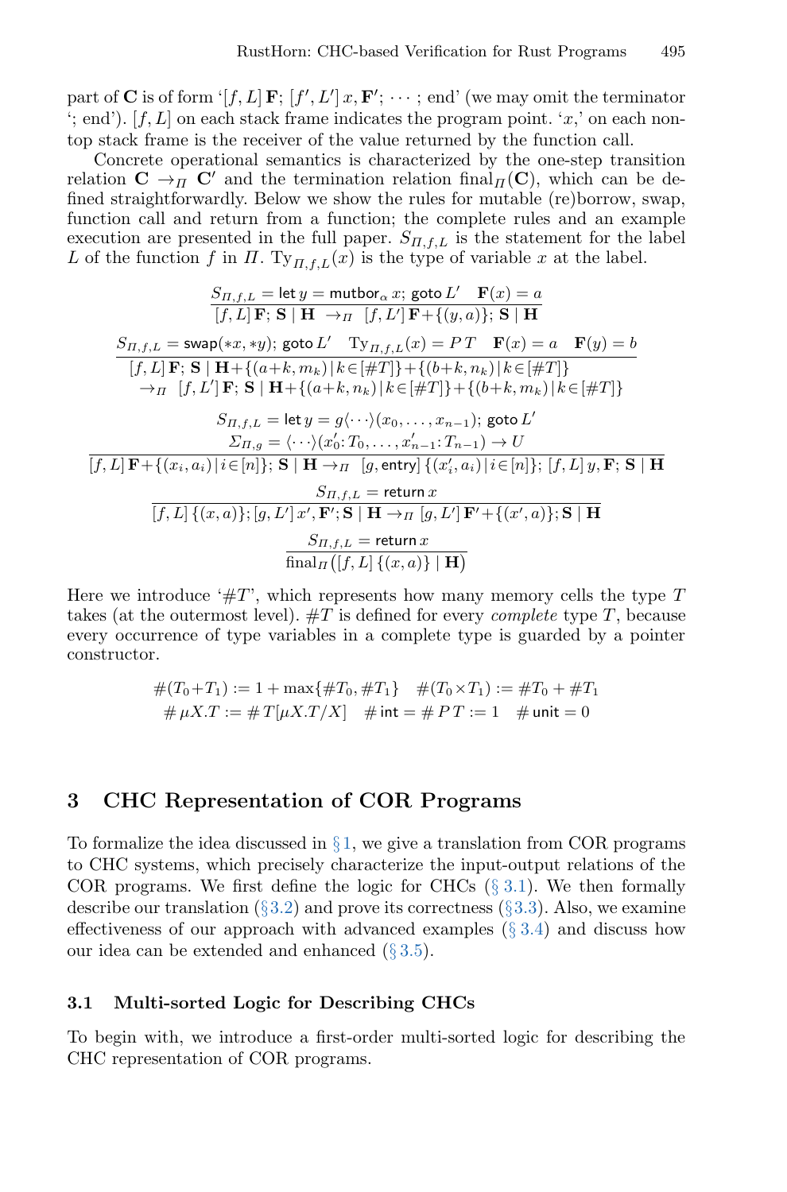part of $\mathbf{C}$ is of form '$[f, L]\,\mathbf{F};\ [f', L']\,x, \mathbf{F}';\ \cdots\,;\ \text{end}$' (we may omit the terminator '$;\ \text{end}$'). $[f, L]$ on each stack frame indicates the program point. '$x$,' on each non-top stack frame is the receiver of the value returned by the function call.

Concrete operational semantics is characterized by the one-step transition relation $\mathbf{C} \to_\Pi \mathbf{C}'$ and the termination relation $\text{final}_\Pi(\mathbf{C})$, which can be defined straightforwardly. Below we show the rules for mutable (re)borrow, swap, function call and return from a function; the complete rules and an example execution are presented in the full paper. $S_{\Pi,f,L}$ is the statement for the label $L$ of the function $f$ in $\Pi$. $\mathrm{Ty}_{\Pi,f,L}(x)$ is the type of variable $x$ at the label.

$$\frac{S_{\Pi,f,L} = \mathsf{let}\ y = \mathsf{mutbor}_\alpha\ x;\ \mathsf{goto}\ L' \quad \mathbf{F}(x) = a}{[f, L]\,\mathbf{F};\ \mathbf{S} \mid \mathbf{H} \ \to_\Pi\ [f, L']\,\mathbf{F}{+}\{(y, a)\};\ \mathbf{S} \mid \mathbf{H}}$$

$$\frac{S_{\Pi,f,L} = \mathsf{swap}(*x, *y);\ \mathsf{goto}\ L' \quad \mathrm{Ty}_{\Pi,f,L}(x) = P\,T \quad \mathbf{F}(x) = a \quad \mathbf{F}(y) = b}{\begin{array}{l}[f, L]\,\mathbf{F};\ \mathbf{S} \mid \mathbf{H}{+}\{(a{+}k, m_k) \mid k {\in} [\#T]\}{+}\{(b{+}k, n_k) \mid k {\in} [\#T]\} \\ \quad \to_\Pi\ [f, L']\,\mathbf{F};\ \mathbf{S} \mid \mathbf{H}{+}\{(a{+}k, n_k) \mid k {\in} [\#T]\}{+}\{(b{+}k, m_k) \mid k {\in} [\#T]\}\end{array}}$$

$$\frac{\begin{array}{c}S_{\Pi,f,L} = \mathsf{let}\ y = g\langle\cdots\rangle(x_0, \ldots, x_{n-1});\ \mathsf{goto}\ L' \\ \Sigma_{\Pi,g} = \langle\cdots\rangle(x'_0{:}\,T_0, \ldots, x'_{n-1}{:}\,T_{n-1}) \to U\end{array}}{[f, L]\,\mathbf{F}{+}\{(x_i, a_i) \mid i {\in} [n]\};\ \mathbf{S} \mid \mathbf{H} \to_\Pi\ [g, \mathsf{entry}]\,\{(x'_i, a_i) \mid i {\in} [n]\};\ [f, L]\,y, \mathbf{F};\ \mathbf{S} \mid \mathbf{H}}$$

$$\frac{S_{\Pi,f,L} = \mathsf{return}\ x}{[f, L]\,\{(x, a)\};[g, L']\,x', \mathbf{F}';\mathbf{S} \mid \mathbf{H} \to_\Pi [g, L']\,\mathbf{F}'{+}\{(x', a)\};\mathbf{S} \mid \mathbf{H}}$$

$$\frac{S_{\Pi,f,L} = \mathsf{return}\ x}{\text{final}_\Pi\big([f, L]\,\{(x, a)\} \mid \mathbf{H}\big)}$$

Here we introduce '$\#T$', which represents how many memory cells the type $T$ takes (at the outermost level). $\#T$ is defined for every *complete* type $T$, because every occurrence of type variables in a complete type is guarded by a pointer constructor.

$$\#(T_0{+}T_1) := 1 + \max\{\#T_0, \#T_1\} \quad \#(T_0{\times}T_1) := \#T_0 + \#T_1$$
$$\#\,\mu X.T := \#\,T[\mu X.T/X] \quad \#\,\mathsf{int} = \#\,P\,T := 1 \quad \#\,\mathsf{unit} = 0$$

## 3 CHC Representation of COR Programs

To formalize the idea discussed in §1, we give a translation from COR programs to CHC systems, which precisely characterize the input-output relations of the COR programs. We first define the logic for CHCs (§ 3.1). We then formally describe our translation (§3.2) and prove its correctness (§3.3). Also, we examine effectiveness of our approach with advanced examples (§ 3.4) and discuss how our idea can be extended and enhanced (§ 3.5).

### 3.1 Multi-sorted Logic for Describing CHCs

To begin with, we introduce a first-order multi-sorted logic for describing the CHC representation of COR programs.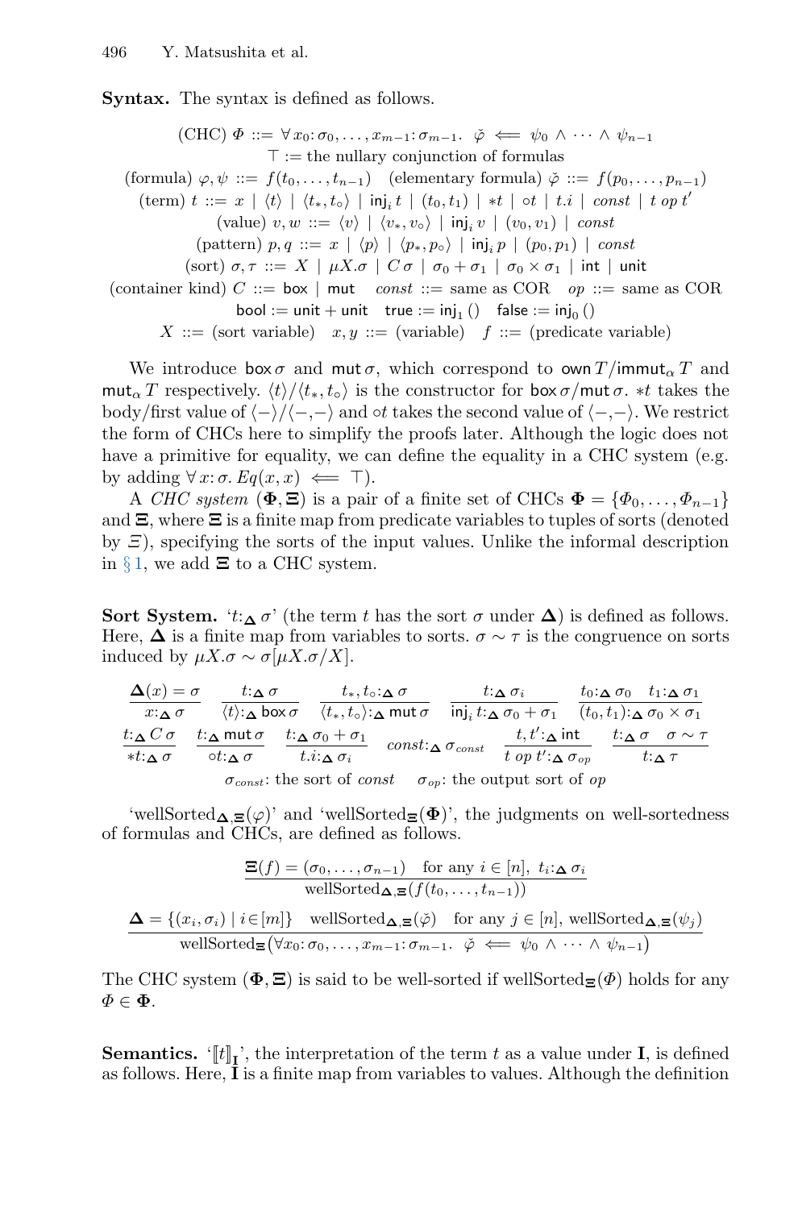**Syntax.** The syntax is defined as follows.

$$
\begin{array}{c}
\text{(CHC)}\ \Phi ::= \forall\, x_0{:}\,\sigma_0,\dots,x_{m-1}{:}\,\sigma_{m-1}.\ \ \check{\varphi} \iff \psi_0 \wedge \cdots \wedge \psi_{n-1} \\
\top := \text{the nullary conjunction of formulas} \\
\text{(formula)}\ \varphi,\psi ::= f(t_0,\dots,t_{n-1}) \quad \text{(elementary formula)}\ \check{\varphi} ::= f(p_0,\dots,p_{n-1}) \\
\text{(term)}\ t ::= x \mid \langle t\rangle \mid \langle t_*, t_\circ\rangle \mid \mathsf{inj}_i\, t \mid (t_0,t_1) \mid *t \mid \circ t \mid t.i \mid \mathit{const} \mid t\ \mathit{op}\ t' \\
\text{(value)}\ v,w ::= \langle v\rangle \mid \langle v_*, v_\circ\rangle \mid \mathsf{inj}_i\, v \mid (v_0,v_1) \mid \mathit{const} \\
\text{(pattern)}\ p,q ::= x \mid \langle p\rangle \mid \langle p_*, p_\circ\rangle \mid \mathsf{inj}_i\, p \mid (p_0,p_1) \mid \mathit{const} \\
\text{(sort)}\ \sigma,\tau ::= X \mid \mu X.\sigma \mid C\,\sigma \mid \sigma_0+\sigma_1 \mid \sigma_0\times\sigma_1 \mid \mathsf{int} \mid \mathsf{unit} \\
\text{(container kind)}\ C ::= \mathsf{box} \mid \mathsf{mut} \quad \mathit{const} ::= \text{same as COR} \quad \mathit{op} ::= \text{same as COR} \\
\mathsf{bool} := \mathsf{unit}+\mathsf{unit} \quad \mathsf{true} := \mathsf{inj}_1\,() \quad \mathsf{false} := \mathsf{inj}_0\,() \\
X ::= \text{(sort variable)} \quad x,y ::= \text{(variable)} \quad f ::= \text{(predicate variable)}
\end{array}
$$

We introduce $\mathsf{box}\,\sigma$ and $\mathsf{mut}\,\sigma$, which correspond to $\mathsf{own}\,T/\mathsf{immut}_\alpha\,T$ and $\mathsf{mut}_\alpha\,T$ respectively. $\langle t\rangle/\langle t_*, t_\circ\rangle$ is the constructor for $\mathsf{box}\,\sigma/\mathsf{mut}\,\sigma$. $*t$ takes the body/first value of $\langle -\rangle/\langle -,-\rangle$ and $\circ t$ takes the second value of $\langle -,-\rangle$. We restrict the form of CHCs here to simplify the proofs later. Although the logic does not have a primitive for equality, we can define the equality in a CHC system (e.g. by adding $\forall\, x{:}\,\sigma.\ Eq(x,x) \iff \top$).

A *CHC system* $(\mathbf{\Phi},\mathbf{\Xi})$ is a pair of a finite set of CHCs $\mathbf{\Phi} = \{\Phi_0,\dots,\Phi_{n-1}\}$ and $\mathbf{\Xi}$, where $\mathbf{\Xi}$ is a finite map from predicate variables to tuples of sorts (denoted by $\Xi$), specifying the sorts of the input values. Unlike the informal description in §1, we add $\mathbf{\Xi}$ to a CHC system.

**Sort System.** '$t{:}_{\mathbf{\Delta}}\,\sigma$' (the term $t$ has the sort $\sigma$ under $\mathbf{\Delta}$) is defined as follows. Here, $\mathbf{\Delta}$ is a finite map from variables to sorts. $\sigma \sim \tau$ is the congruence on sorts induced by $\mu X.\sigma \sim \sigma[\mu X.\sigma/X]$.

$$
\frac{\mathbf{\Delta}(x)=\sigma}{x{:}_{\mathbf{\Delta}}\,\sigma}
\quad
\frac{t{:}_{\mathbf{\Delta}}\,\sigma}{\langle t\rangle{:}_{\mathbf{\Delta}}\,\mathsf{box}\,\sigma}
\quad
\frac{t_*, t_\circ{:}_{\mathbf{\Delta}}\,\sigma}{\langle t_*, t_\circ\rangle{:}_{\mathbf{\Delta}}\,\mathsf{mut}\,\sigma}
\quad
\frac{t{:}_{\mathbf{\Delta}}\,\sigma_i}{\mathsf{inj}_i\, t{:}_{\mathbf{\Delta}}\,\sigma_0+\sigma_1}
\quad
\frac{t_0{:}_{\mathbf{\Delta}}\,\sigma_0 \quad t_1{:}_{\mathbf{\Delta}}\,\sigma_1}{(t_0,t_1){:}_{\mathbf{\Delta}}\,\sigma_0\times\sigma_1}
$$

$$
\frac{t{:}_{\mathbf{\Delta}}\,C\,\sigma}{*t{:}_{\mathbf{\Delta}}\,\sigma}
\quad
\frac{t{:}_{\mathbf{\Delta}}\,\mathsf{mut}\,\sigma}{\circ t{:}_{\mathbf{\Delta}}\,\sigma}
\quad
\frac{t{:}_{\mathbf{\Delta}}\,\sigma_0+\sigma_1}{t.i{:}_{\mathbf{\Delta}}\,\sigma_i}
\quad
\mathit{const}{:}_{\mathbf{\Delta}}\,\sigma_{\mathit{const}}
\quad
\frac{t,t'{:}_{\mathbf{\Delta}}\,\mathsf{int}}{t\ \mathit{op}\ t'{:}_{\mathbf{\Delta}}\,\sigma_{\mathit{op}}}
\quad
\frac{t{:}_{\mathbf{\Delta}}\,\sigma \quad \sigma\sim\tau}{t{:}_{\mathbf{\Delta}}\,\tau}
$$

$\sigma_{\mathit{const}}$: the sort of $\mathit{const}$ $\quad$ $\sigma_{\mathit{op}}$: the output sort of $\mathit{op}$

'$\mathrm{wellSorted}_{\mathbf{\Delta},\mathbf{\Xi}}(\varphi)$' and '$\mathrm{wellSorted}_{\mathbf{\Xi}}(\mathbf{\Phi})$', the judgments on well-sortedness of formulas and CHCs, are defined as follows.

$$
\frac{\mathbf{\Xi}(f)=(\sigma_0,\dots,\sigma_{n-1}) \quad \text{for any } i\in[n],\ t_i{:}_{\mathbf{\Delta}}\,\sigma_i}{\mathrm{wellSorted}_{\mathbf{\Delta},\mathbf{\Xi}}(f(t_0,\dots,t_{n-1}))}
$$

$$
\frac{\mathbf{\Delta}=\{(x_i,\sigma_i)\mid i\in[m]\} \quad \mathrm{wellSorted}_{\mathbf{\Delta},\mathbf{\Xi}}(\check{\varphi}) \quad \text{for any } j\in[n],\ \mathrm{wellSorted}_{\mathbf{\Delta},\mathbf{\Xi}}(\psi_j)}{\mathrm{wellSorted}_{\mathbf{\Xi}}\big(\forall x_0{:}\,\sigma_0,\dots,x_{m-1}{:}\,\sigma_{m-1}.\ \ \check{\varphi} \iff \psi_0\wedge\cdots\wedge\psi_{n-1}\big)}
$$

The CHC system $(\mathbf{\Phi},\mathbf{\Xi})$ is said to be well-sorted if $\mathrm{wellSorted}_{\mathbf{\Xi}}(\Phi)$ holds for any $\Phi\in\mathbf{\Phi}$.

**Semantics.** '$[\![t]\!]_{\mathbf{I}}$', the interpretation of the term $t$ as a value under $\mathbf{I}$, is defined as follows. Here, $\mathbf{I}$ is a finite map from variables to values. Although the definition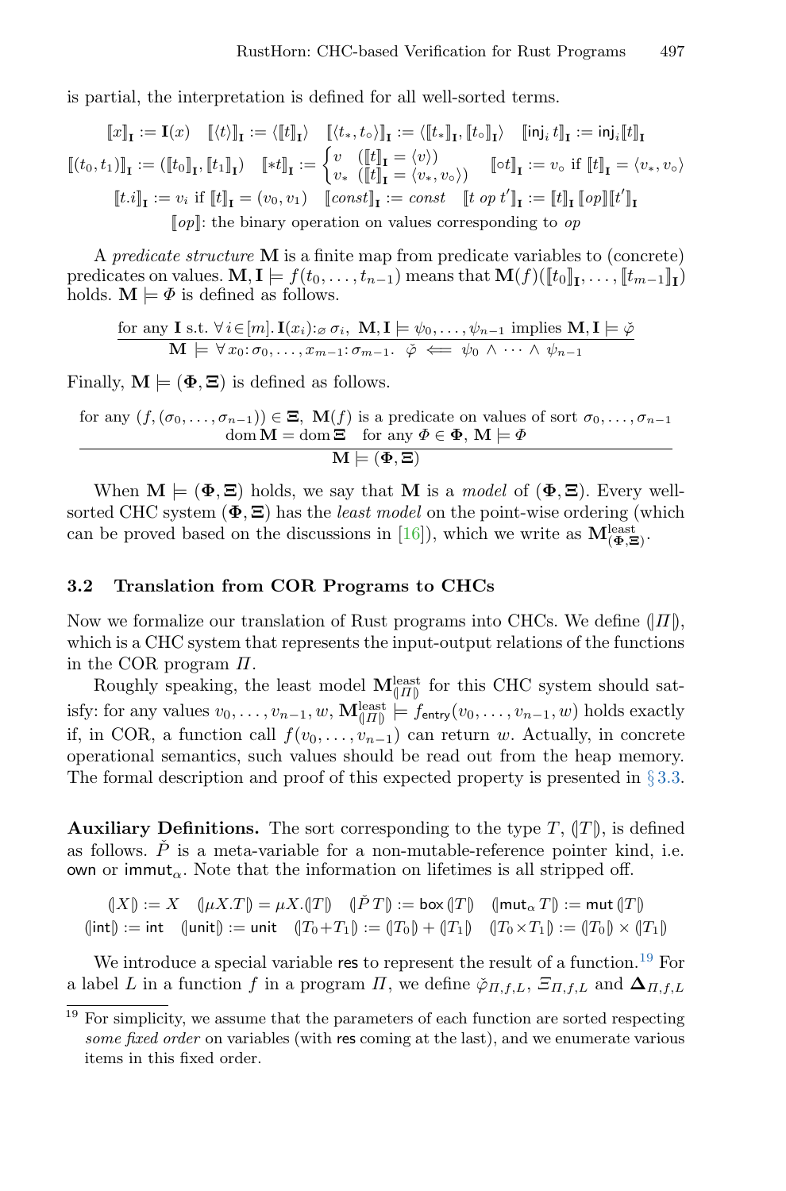is partial, the interpretation is defined for all well-sorted terms.

$$\llbracket x \rrbracket_{\mathbf{I}} := \mathbf{I}(x) \quad \llbracket \langle t \rangle \rrbracket_{\mathbf{I}} := \langle \llbracket t \rrbracket_{\mathbf{I}} \rangle \quad \llbracket \langle t_*, t_\circ \rangle \rrbracket_{\mathbf{I}} := \langle \llbracket t_* \rrbracket_{\mathbf{I}}, \llbracket t_\circ \rrbracket_{\mathbf{I}} \rangle \quad \llbracket \mathsf{inj}_i\, t \rrbracket_{\mathbf{I}} := \mathsf{inj}_i \llbracket t \rrbracket_{\mathbf{I}}$$

$$\llbracket (t_0, t_1) \rrbracket_{\mathbf{I}} := (\llbracket t_0 \rrbracket_{\mathbf{I}}, \llbracket t_1 \rrbracket_{\mathbf{I}}) \quad \llbracket *t \rrbracket_{\mathbf{I}} := \begin{cases} v & (\llbracket t \rrbracket_{\mathbf{I}} = \langle v \rangle) \\ v_* & (\llbracket t \rrbracket_{\mathbf{I}} = \langle v_*, v_\circ \rangle) \end{cases} \quad \llbracket \circ t \rrbracket_{\mathbf{I}} := v_\circ \text{ if } \llbracket t \rrbracket_{\mathbf{I}} = \langle v_*, v_\circ \rangle$$

$$\llbracket t.i \rrbracket_{\mathbf{I}} := v_i \text{ if } \llbracket t \rrbracket_{\mathbf{I}} = (v_0, v_1) \quad \llbracket \mathit{const} \rrbracket_{\mathbf{I}} := \mathit{const} \quad \llbracket t \; \mathit{op} \; t' \rrbracket_{\mathbf{I}} := \llbracket t \rrbracket_{\mathbf{I}} \llbracket \mathit{op} \rrbracket \llbracket t' \rrbracket_{\mathbf{I}}$$

$\llbracket \mathit{op} \rrbracket$: the binary operation on values corresponding to $\mathit{op}$

A *predicate structure* $\mathbf{M}$ is a finite map from predicate variables to (concrete) predicates on values. $\mathbf{M}, \mathbf{I} \models f(t_0, \dots, t_{n-1})$ means that $\mathbf{M}(f)(\llbracket t_0 \rrbracket_{\mathbf{I}}, \dots, \llbracket t_{m-1} \rrbracket_{\mathbf{I}})$ holds. $\mathbf{M} \models \Phi$ is defined as follows.

$$\frac{\text{for any } \mathbf{I} \text{ s.t. } \forall i \in [m].\, \mathbf{I}(x_i) :_\varnothing \sigma_i,\ \mathbf{M}, \mathbf{I} \models \psi_0, \dots, \psi_{n-1} \text{ implies } \mathbf{M}, \mathbf{I} \models \check{\varphi}}{\mathbf{M} \models \forall x_0 : \sigma_0, \dots, x_{m-1} : \sigma_{m-1}.\ \check{\varphi} \impliedby \psi_0 \wedge \cdots \wedge \psi_{n-1}}$$

Finally, $\mathbf{M} \models (\mathbf{\Phi}, \mathbf{\Xi})$ is defined as follows.

$$\frac{\begin{array}{c}\text{for any } (f, (\sigma_0, \dots, \sigma_{n-1})) \in \mathbf{\Xi},\ \mathbf{M}(f) \text{ is a predicate on values of sort } \sigma_0, \dots, \sigma_{n-1} \\ \operatorname{dom} \mathbf{M} = \operatorname{dom} \mathbf{\Xi} \quad \text{for any } \Phi \in \mathbf{\Phi},\ \mathbf{M} \models \Phi\end{array}}{\mathbf{M} \models (\mathbf{\Phi}, \mathbf{\Xi})}$$

When $\mathbf{M} \models (\mathbf{\Phi}, \mathbf{\Xi})$ holds, we say that $\mathbf{M}$ is a *model* of $(\mathbf{\Phi}, \mathbf{\Xi})$. Every well-sorted CHC system $(\mathbf{\Phi}, \mathbf{\Xi})$ has the *least model* on the point-wise ordering (which can be proved based on the discussions in [16]), which we write as $\mathbf{M}^{\text{least}}_{(\mathbf{\Phi}, \mathbf{\Xi})}$.

### 3.2 Translation from COR Programs to CHCs

Now we formalize our translation of Rust programs into CHCs. We define $(\!|\Pi|\!)$, which is a CHC system that represents the input-output relations of the functions in the COR program $\Pi$.

Roughly speaking, the least model $\mathbf{M}^{\text{least}}_{(\!|\Pi|\!)}$ for this CHC system should satisfy: for any values $v_0, \dots, v_{n-1}, w$, $\mathbf{M}^{\text{least}}_{(\!|\Pi|\!)} \models f_{\mathsf{entry}}(v_0, \dots, v_{n-1}, w)$ holds exactly if, in COR, a function call $f(v_0, \dots, v_{n-1})$ can return $w$. Actually, in concrete operational semantics, such values should be read out from the heap memory. The formal description and proof of this expected property is presented in § 3.3.

**Auxiliary Definitions.** The sort corresponding to the type $T$, $(\!|T|\!)$, is defined as follows. $\check{P}$ is a meta-variable for a non-mutable-reference pointer kind, i.e. own or $\mathsf{immut}_\alpha$. Note that the information on lifetimes is all stripped off.

$$(\!|X|\!) := X \quad (\!|\mu X.T|\!) = \mu X.(\!|T|\!) \quad (\!|\check{P}\, T|\!) := \mathsf{box}\,(\!|T|\!) \quad (\!|\mathsf{mut}_\alpha\, T|\!) := \mathsf{mut}\,(\!|T|\!)$$

$$(\!|\mathsf{int}|\!) := \mathsf{int} \quad (\!|\mathsf{unit}|\!) := \mathsf{unit} \quad (\!|T_0 + T_1|\!) := (\!|T_0|\!) + (\!|T_1|\!) \quad (\!|T_0 \times T_1|\!) := (\!|T_0|\!) \times (\!|T_1|\!)$$

We introduce a special variable res to represent the result of a function.[19] For a label $L$ in a function $f$ in a program $\Pi$, we define $\check{\varphi}_{\Pi,f,L}$, $\Xi_{\Pi,f,L}$ and $\mathbf{\Delta}_{\Pi,f,L}$

[19] For simplicity, we assume that the parameters of each function are sorted respecting *some fixed order* on variables (with res coming at the last), and we enumerate various items in this fixed order.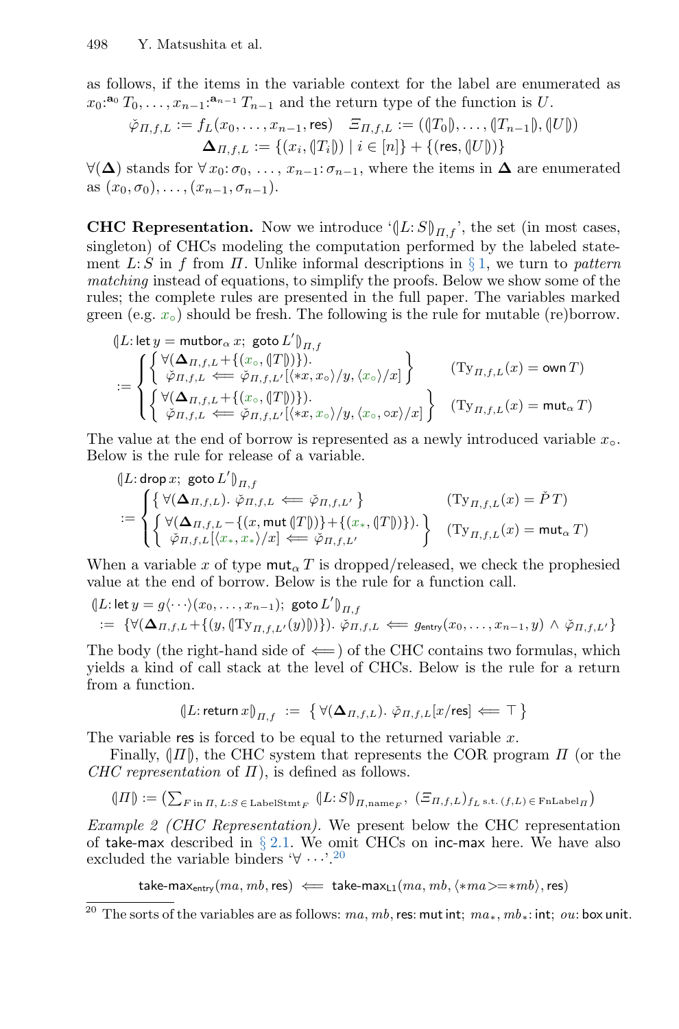as follows, if the items in the variable context for the label are enumerated as $x_0{:}^{\mathbf{a}_0} T_0, \ldots, x_{n-1}{:}^{\mathbf{a}_{n-1}} T_{n-1}$ and the return type of the function is $U$.

$$\check{\varphi}_{\Pi,f,L} := f_L(x_0, \ldots, x_{n-1}, \mathsf{res}) \quad \Xi_{\Pi,f,L} := ((\!|T_0|\!), \ldots, (\!|T_{n-1}|\!), (\!|U|\!))$$
$$\mathbf{\Delta}_{\Pi,f,L} := \{(x_i, (\!|T_i|\!)) \mid i \in [n]\} + \{(\mathsf{res}, (\!|U|\!))\}$$

$\forall(\mathbf{\Delta})$ stands for $\forall\, x_0{:}\, \sigma_0,\, \ldots,\, x_{n-1}{:}\, \sigma_{n-1}$, where the items in $\mathbf{\Delta}$ are enumerated as $(x_0, \sigma_0), \ldots, (x_{n-1}, \sigma_{n-1})$.

**CHC Representation.** Now we introduce '$(\!|L{:}\, S|\!)_{\Pi,f}$', the set (in most cases, singleton) of CHCs modeling the computation performed by the labeled statement $L{:}\, S$ in $f$ from $\Pi$. Unlike informal descriptions in § 1, we turn to *pattern matching* instead of equations, to simplify the proofs. Below we show some of the rules; the complete rules are presented in the full paper. The variables marked green (e.g. $x_\circ$) should be fresh. The following is the rule for mutable (re)borrow.

$$(\!|L{:}\, \mathsf{let}\; y = \mathsf{mutbor}_\alpha\; x;\ \mathsf{goto}\; L'|\!)_{\Pi,f}$$
$$:= \begin{cases} \left\{ \begin{array}{l} \forall(\mathbf{\Delta}_{\Pi,f,L} + \{(x_\circ, (\!|T|\!))\}). \\ \quad \check{\varphi}_{\Pi,f,L} \Longleftarrow \check{\varphi}_{\Pi,f,L'}[\langle *x, x_\circ\rangle/y, \langle x_\circ\rangle/x] \end{array} \right\} & (\mathrm{Ty}_{\Pi,f,L}(x) = \mathsf{own}\, T) \\ \left\{ \begin{array}{l} \forall(\mathbf{\Delta}_{\Pi,f,L} + \{(x_\circ, (\!|T|\!))\}). \\ \quad \check{\varphi}_{\Pi,f,L} \Longleftarrow \check{\varphi}_{\Pi,f,L'}[\langle *x, x_\circ\rangle/y, \langle x_\circ, \circ x\rangle/x] \end{array} \right\} & (\mathrm{Ty}_{\Pi,f,L}(x) = \mathsf{mut}_\alpha\, T) \end{cases}$$

The value at the end of borrow is represented as a newly introduced variable $x_\circ$. Below is the rule for release of a variable.

$$(\!|L{:}\, \mathsf{drop}\; x;\ \mathsf{goto}\; L'|\!)_{\Pi,f}$$
$$:= \begin{cases} \left\{ \forall(\mathbf{\Delta}_{\Pi,f,L}).\ \check{\varphi}_{\Pi,f,L} \Longleftarrow \check{\varphi}_{\Pi,f,L'} \right\} & (\mathrm{Ty}_{\Pi,f,L}(x) = \check{P}\, T) \\ \left\{ \begin{array}{l} \forall(\mathbf{\Delta}_{\Pi,f,L} - \{(x, \mathsf{mut}\, (\!|T|\!))\} + \{(x_*, (\!|T|\!))\}). \\ \quad \check{\varphi}_{\Pi,f,L}[\langle x_*, x_*\rangle/x] \Longleftarrow \check{\varphi}_{\Pi,f,L'} \end{array} \right\} & (\mathrm{Ty}_{\Pi,f,L}(x) = \mathsf{mut}_\alpha\, T) \end{cases}$$

When a variable $x$ of type $\mathsf{mut}_\alpha\, T$ is dropped/released, we check the prophesied value at the end of borrow. Below is the rule for a function call.

$$(\!|L{:}\, \mathsf{let}\; y = g\langle\cdots\rangle(x_0, \ldots, x_{n-1});\ \mathsf{goto}\; L'|\!)_{\Pi,f}$$
$$:= \{\forall(\mathbf{\Delta}_{\Pi,f,L} + \{(y, (\!|\mathrm{Ty}_{\Pi,f,L'}(y)|\!))\}).\ \check{\varphi}_{\Pi,f,L} \Longleftarrow g_{\mathsf{entry}}(x_0, \ldots, x_{n-1}, y) \land \check{\varphi}_{\Pi,f,L'}\}$$

The body (the right-hand side of $\Longleftarrow$) of the CHC contains two formulas, which yields a kind of call stack at the level of CHCs. Below is the rule for a return from a function.

$$(\!|L{:}\, \mathsf{return}\; x|\!)_{\Pi,f} := \left\{ \forall(\mathbf{\Delta}_{\Pi,f,L}).\ \check{\varphi}_{\Pi,f,L}[x/\mathsf{res}] \Longleftarrow \top \right\}$$

The variable $\mathsf{res}$ is forced to be equal to the returned variable $x$.

Finally, $(\!|\Pi|\!)$, the CHC system that represents the COR program $\Pi$ (or the *CHC representation* of $\Pi$), is defined as follows.

$$(\!|\Pi|\!) := \left(\textstyle\sum_{F \text{ in } \Pi,\, L:S \,\in\, \mathrm{LabelStmt}_F} (\!|L{:}\, S|\!)_{\Pi,\mathrm{name}_F},\ (\Xi_{\Pi,f,L})_{f_L \text{ s.t. } (f,L) \in \mathrm{FnLabel}_\Pi}\right)$$

*Example 2 (CHC Representation).* We present below the CHC representation of $\mathsf{take\text{-}max}$ described in § 2.1. We omit CHCs on $\mathsf{inc\text{-}max}$ here. We have also excluded the variable binders '$\forall\, \cdots$'.[20]

$$\mathsf{take\text{-}max}_{\mathsf{entry}}(ma, mb, \mathsf{res}) \Longleftarrow \mathsf{take\text{-}max}_{\mathsf{L1}}(ma, mb, \langle *ma >= *mb\rangle, \mathsf{res})$$

[20] The sorts of the variables are as follows: $ma, mb, \mathsf{res}$: $\mathsf{mut\ int}$; $ma_*, mb_*$: $\mathsf{int}$; $ou$: $\mathsf{box\ unit}$.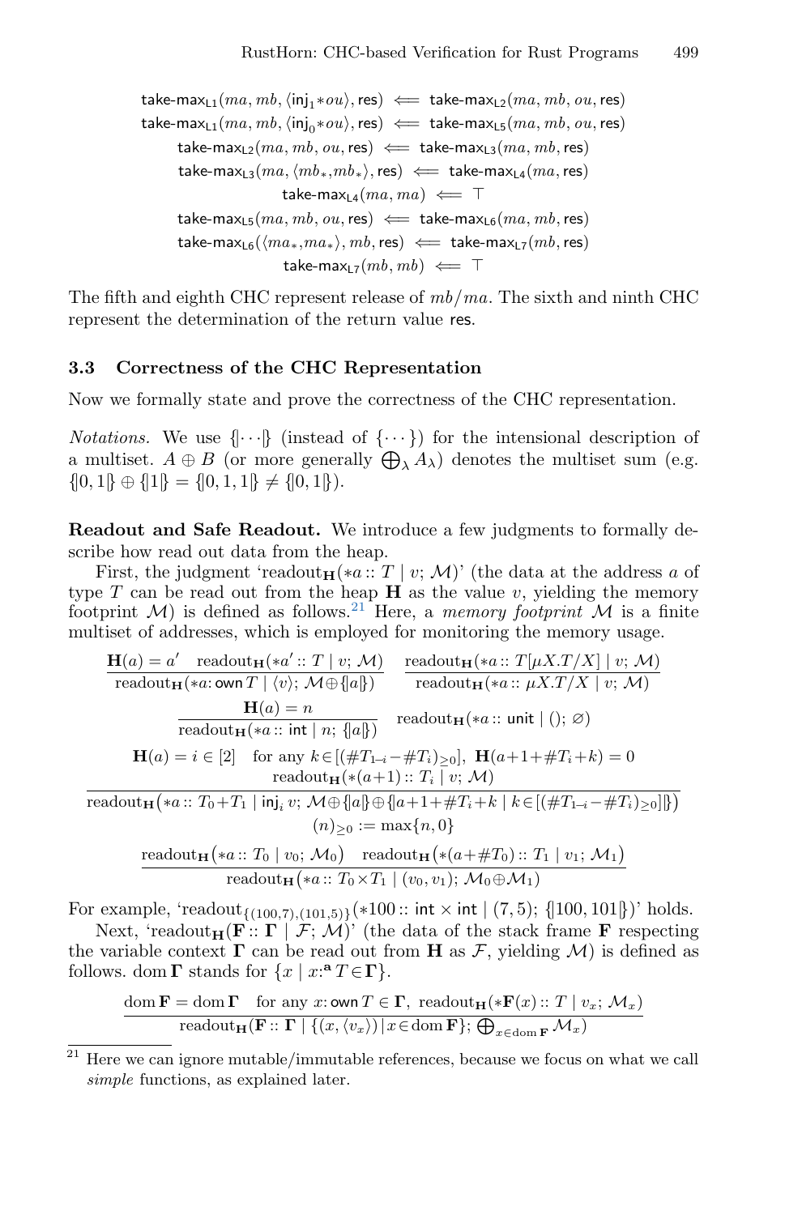$$
\begin{aligned}
\mathsf{take\text{-}max}_{\mathsf{L1}}(ma, mb, \langle \mathsf{inj}_1 {*ou} \rangle, \mathsf{res}) &\Longleftarrow \mathsf{take\text{-}max}_{\mathsf{L2}}(ma, mb, ou, \mathsf{res}) \\
\mathsf{take\text{-}max}_{\mathsf{L1}}(ma, mb, \langle \mathsf{inj}_0 {*ou} \rangle, \mathsf{res}) &\Longleftarrow \mathsf{take\text{-}max}_{\mathsf{L5}}(ma, mb, ou, \mathsf{res}) \\
\mathsf{take\text{-}max}_{\mathsf{L2}}(ma, mb, ou, \mathsf{res}) &\Longleftarrow \mathsf{take\text{-}max}_{\mathsf{L3}}(ma, mb, \mathsf{res}) \\
\mathsf{take\text{-}max}_{\mathsf{L3}}(ma, \langle mb_*, mb_* \rangle, \mathsf{res}) &\Longleftarrow \mathsf{take\text{-}max}_{\mathsf{L4}}(ma, \mathsf{res}) \\
\mathsf{take\text{-}max}_{\mathsf{L4}}(ma, ma) &\Longleftarrow \top \\
\mathsf{take\text{-}max}_{\mathsf{L5}}(ma, mb, ou, \mathsf{res}) &\Longleftarrow \mathsf{take\text{-}max}_{\mathsf{L6}}(ma, mb, \mathsf{res}) \\
\mathsf{take\text{-}max}_{\mathsf{L6}}(\langle ma_*, ma_* \rangle, mb, \mathsf{res}) &\Longleftarrow \mathsf{take\text{-}max}_{\mathsf{L7}}(mb, \mathsf{res}) \\
\mathsf{take\text{-}max}_{\mathsf{L7}}(mb, mb) &\Longleftarrow \top
\end{aligned}
$$

The fifth and eighth CHC represent release of $mb/ma$. The sixth and ninth CHC represent the determination of the return value $\mathsf{res}$.

### 3.3 Correctness of the CHC Representation

Now we formally state and prove the correctness of the CHC representation.

*Notations.* We use $\{\!|\cdots|\!\}$ (instead of $\{\cdots\}$) for the intensional description of a multiset. $A \oplus B$ (or more generally $\bigoplus_\lambda A_\lambda$) denotes the multiset sum (e.g. $\{\!|0,1|\!\} \oplus \{\!|1|\!\} = \{\!|0,1,1|\!\} \neq \{\!|0,1|\!\}$).

**Readout and Safe Readout.** We introduce a few judgments to formally describe how read out data from the heap.

First, the judgment '$\mathrm{readout}_{\mathbf{H}}(*a :: T \mid v;\, \mathcal{M})$' (the data at the address $a$ of type $T$ can be read out from the heap $\mathbf{H}$ as the value $v$, yielding the memory footprint $\mathcal{M}$) is defined as follows.[21] Here, a *memory footprint* $\mathcal{M}$ is a finite multiset of addresses, which is employed for monitoring the memory usage.

$$
\frac{\mathbf{H}(a) = a' \quad \mathrm{readout}_{\mathbf{H}}(*a' :: T \mid v;\, \mathcal{M})}{\mathrm{readout}_{\mathbf{H}}(*a \colon \mathsf{own}\, T \mid \langle v \rangle;\, \mathcal{M} \oplus \{\!|a|\!\})}
\qquad
\frac{\mathrm{readout}_{\mathbf{H}}(*a :: T[\mu X.T/X] \mid v;\, \mathcal{M})}{\mathrm{readout}_{\mathbf{H}}(*a :: \mu X.T/X \mid v;\, \mathcal{M})}
$$

$$
\frac{\mathbf{H}(a) = n}{\mathrm{readout}_{\mathbf{H}}(*a :: \mathsf{int} \mid n;\, \{\!|a|\!\})}
\qquad
\mathrm{readout}_{\mathbf{H}}(*a :: \mathsf{unit} \mid ();\, \varnothing)
$$

$$
\frac{\mathbf{H}(a) = i \in [2] \quad \text{for any } k \in [(\#T_{1-i} - \#T_i)_{\geq 0}],\ \mathbf{H}(a+1+\#T_i+k) = 0 \quad \mathrm{readout}_{\mathbf{H}}(*(a+1) :: T_i \mid v;\, \mathcal{M})}{\mathrm{readout}_{\mathbf{H}}\big(*a :: T_0 + T_1 \mid \mathsf{inj}_i\, v;\, \mathcal{M} \oplus \{\!|a|\!\} \oplus \{\!|a+1+\#T_i+k \mid k \in [(\#T_{1-i} - \#T_i)_{\geq 0}]|\!\}\big)}
$$

$$
(n)_{\geq 0} := \max\{n, 0\}
$$

$$
\frac{\mathrm{readout}_{\mathbf{H}}\big(*a :: T_0 \mid v_0;\, \mathcal{M}_0\big) \quad \mathrm{readout}_{\mathbf{H}}\big(*(a+\#T_0) :: T_1 \mid v_1;\, \mathcal{M}_1\big)}{\mathrm{readout}_{\mathbf{H}}\big(*a :: T_0 \times T_1 \mid (v_0, v_1);\, \mathcal{M}_0 \oplus \mathcal{M}_1\big)}
$$

For example, '$\mathrm{readout}_{\{(100,7),(101,5)\}}(*100 :: \mathsf{int} \times \mathsf{int} \mid (7,5);\, \{\!|100, 101|\!\})$' holds.

Next, '$\mathrm{readout}_{\mathbf{H}}(\mathbf{F} :: \mathbf{\Gamma} \mid \mathcal{F};\, \mathcal{M})$' (the data of the stack frame $\mathbf{F}$ respecting the variable context $\mathbf{\Gamma}$ can be read out from $\mathbf{H}$ as $\mathcal{F}$, yielding $\mathcal{M}$) is defined as follows. $\mathrm{dom}\, \mathbf{\Gamma}$ stands for $\{x \mid x \colon^{\mathbf{a}} T \in \mathbf{\Gamma}\}$.

$$
\frac{\mathrm{dom}\, \mathbf{F} = \mathrm{dom}\, \mathbf{\Gamma} \quad \text{for any } x \colon \mathsf{own}\, T \in \mathbf{\Gamma},\ \mathrm{readout}_{\mathbf{H}}(*\mathbf{F}(x) :: T \mid v_x;\, \mathcal{M}_x)}{\mathrm{readout}_{\mathbf{H}}(\mathbf{F} :: \mathbf{\Gamma} \mid \{(x, \langle v_x \rangle) \mid x \in \mathrm{dom}\, \mathbf{F}\};\, \bigoplus_{x \in \mathrm{dom}\, \mathbf{F}} \mathcal{M}_x)}
$$

[21] Here we can ignore mutable/immutable references, because we focus on what we call *simple* functions, as explained later.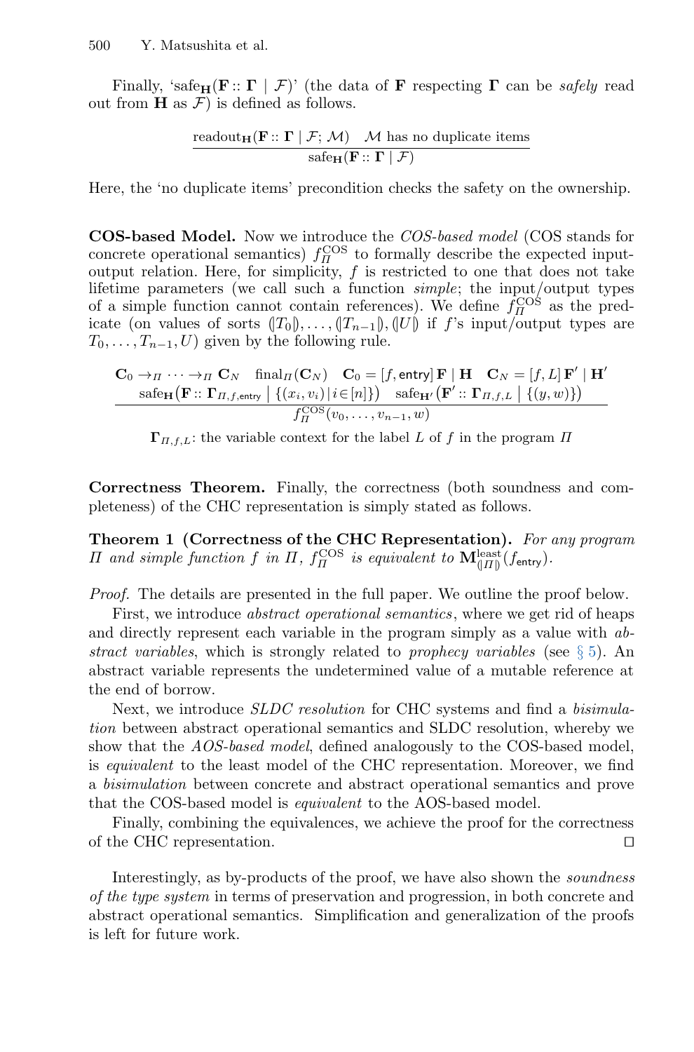Finally, '$\mathrm{safe}_{\mathbf{H}}(\mathbf{F} :: \mathbf{\Gamma} \mid \mathcal{F})$' (the data of $\mathbf{F}$ respecting $\mathbf{\Gamma}$ can be *safely* read out from $\mathbf{H}$ as $\mathcal{F}$) is defined as follows.

$$\frac{\mathrm{readout}_{\mathbf{H}}(\mathbf{F} :: \mathbf{\Gamma} \mid \mathcal{F};\, \mathcal{M}) \quad \mathcal{M} \text{ has no duplicate items}}{\mathrm{safe}_{\mathbf{H}}(\mathbf{F} :: \mathbf{\Gamma} \mid \mathcal{F})}$$

Here, the 'no duplicate items' precondition checks the safety on the ownership.

**COS-based Model.** Now we introduce the *COS-based model* (COS stands for concrete operational semantics) $f_{\Pi}^{\mathrm{COS}}$ to formally describe the expected input-output relation. Here, for simplicity, $f$ is restricted to one that does not take lifetime parameters (we call such a function *simple*; the input/output types of a simple function cannot contain references). We define $f_{\Pi}^{\mathrm{COS}}$ as the predicate (on values of sorts $(\!|T_0|\!), \ldots, (\!|T_{n-1}|\!), (\!|U|\!)$ if $f$'s input/output types are $T_0, \ldots, T_{n-1}, U$) given by the following rule.

$$\frac{\begin{array}{c}\mathbf{C}_0 \to_{\Pi} \cdots \to_{\Pi} \mathbf{C}_N \quad \mathrm{final}_{\Pi}(\mathbf{C}_N) \quad \mathbf{C}_0 = [f, \mathsf{entry}]\, \mathbf{F} \mid \mathbf{H} \quad \mathbf{C}_N = [f, L]\, \mathbf{F}' \mid \mathbf{H}' \\ \mathrm{safe}_{\mathbf{H}}\big(\mathbf{F} :: \mathbf{\Gamma}_{\Pi, f, \mathsf{entry}} \mid \{(x_i, v_i) \mid i \in [n]\}\big) \quad \mathrm{safe}_{\mathbf{H}'}\big(\mathbf{F}' :: \mathbf{\Gamma}_{\Pi, f, L} \mid \{(y, w)\}\big)\end{array}}{f_{\Pi}^{\mathrm{COS}}(v_0, \ldots, v_{n-1}, w)}$$

$\mathbf{\Gamma}_{\Pi, f, L}$: the variable context for the label $L$ of $f$ in the program $\Pi$

**Correctness Theorem.** Finally, the correctness (both soundness and completeness) of the CHC representation is simply stated as follows.

**Theorem 1 (Correctness of the CHC Representation).** *For any program $\Pi$ and simple function $f$ in $\Pi$, $f_{\Pi}^{\mathrm{COS}}$ is equivalent to $\mathbf{M}^{\mathrm{least}}_{(\!|\Pi|\!)}(f_{\mathsf{entry}})$.*

*Proof.* The details are presented in the full paper. We outline the proof below.

First, we introduce *abstract operational semantics*, where we get rid of heaps and directly represent each variable in the program simply as a value with *abstract variables*, which is strongly related to *prophecy variables* (see § 5). An abstract variable represents the undetermined value of a mutable reference at the end of borrow.

Next, we introduce *SLDC resolution* for CHC systems and find a *bisimulation* between abstract operational semantics and SLDC resolution, whereby we show that the *AOS-based model*, defined analogously to the COS-based model, is *equivalent* to the least model of the CHC representation. Moreover, we find a *bisimulation* between concrete and abstract operational semantics and prove that the COS-based model is *equivalent* to the AOS-based model.

Finally, combining the equivalences, we achieve the proof for the correctness of the CHC representation. ◻

Interestingly, as by-products of the proof, we have also shown the *soundness of the type system* in terms of preservation and progression, in both concrete and abstract operational semantics. Simplification and generalization of the proofs is left for future work.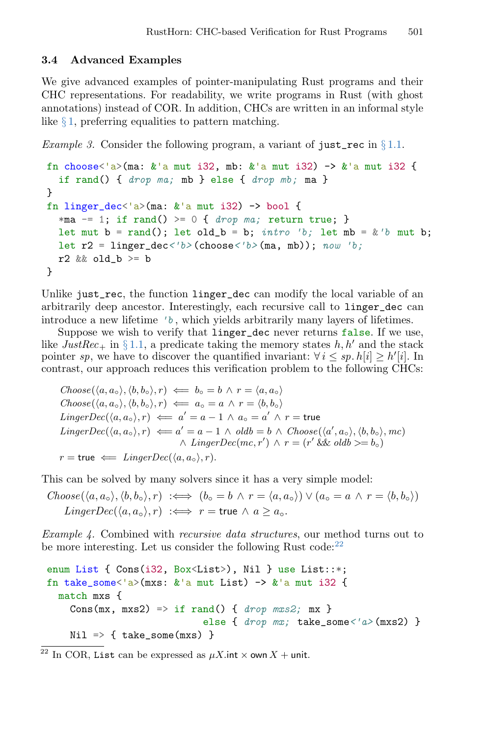### 3.4 Advanced Examples

We give advanced examples of pointer-manipulating Rust programs and their CHC representations. For readability, we write programs in Rust (with ghost annotations) instead of COR. In addition, CHCs are written in an informal style like § 1, preferring equalities to pattern matching.

*Example 3.* Consider the following program, a variant of `just_rec` in § 1.1.

```
fn choose<'a>(ma: &'a mut i32, mb: &'a mut i32) -> &'a mut i32 {
  if rand() { drop ma; mb } else { drop mb; ma }
}
fn linger_dec<'a>(ma: &'a mut i32) -> bool {
  *ma -= 1; if rand() >= 0 { drop ma; return true; }
  let mut b = rand(); let old_b = b; intro 'b; let mb = &'b mut b;
  let r2 = linger_dec<'b>(choose<'b>(ma, mb)); now 'b;
  r2 && old_b >= b
}
```

Unlike `just_rec`, the function `linger_dec` can modify the local variable of an arbitrarily deep ancestor. Interestingly, each recursive call to `linger_dec` can introduce a new lifetime `'b`, which yields arbitrarily many layers of lifetimes.

Suppose we wish to verify that `linger_dec` never returns `false`. If we use, like $JustRec_+$ in § 1.1, a predicate taking the memory states $h, h'$ and the stack pointer $sp$, we have to discover the quantified invariant: $\forall\, i \leq sp.\, h[i] \geq h'[i]$. In contrast, our approach reduces this verification problem to the following CHCs:

$$
\begin{aligned}
&\mathit{Choose}(\langle a, a_\circ\rangle, \langle b, b_\circ\rangle, r) \iff b_\circ = b \,\wedge\, r = \langle a, a_\circ\rangle \\
&\mathit{Choose}(\langle a, a_\circ\rangle, \langle b, b_\circ\rangle, r) \iff a_\circ = a \,\wedge\, r = \langle b, b_\circ\rangle \\
&\mathit{LingerDec}(\langle a, a_\circ\rangle, r) \iff a' = a - 1 \,\wedge\, a_\circ = a' \,\wedge\, r = \mathsf{true} \\
&\mathit{LingerDec}(\langle a, a_\circ\rangle, r) \iff a' = a - 1 \,\wedge\, \mathit{oldb} = b \,\wedge\, \mathit{Choose}(\langle a', a_\circ\rangle, \langle b, b_\circ\rangle, \mathit{mc}) \\
&\qquad\qquad\qquad\qquad\quad \wedge\, \mathit{LingerDec}(\mathit{mc}, r') \,\wedge\, r = (r' \,\&\&\, \mathit{oldb} >= b_\circ) \\
&r = \mathsf{true} \iff \mathit{LingerDec}(\langle a, a_\circ\rangle, r).
\end{aligned}
$$

This can be solved by many solvers since it has a very simple model:

$$
\begin{aligned}
\mathit{Choose}(\langle a, a_\circ\rangle, \langle b, b_\circ\rangle, r) \;&:\Longleftrightarrow\; (b_\circ = b \,\wedge\, r = \langle a, a_\circ\rangle) \vee (a_\circ = a \,\wedge\, r = \langle b, b_\circ\rangle) \\
\mathit{LingerDec}(\langle a, a_\circ\rangle, r) \;&:\Longleftrightarrow\; r = \mathsf{true} \,\wedge\, a \geq a_\circ.
\end{aligned}
$$

*Example 4.* Combined with *recursive data structures*, our method turns out to be more interesting. Let us consider the following Rust code:[22]

```
enum List { Cons(i32, Box<List>), Nil } use List::*;
fn take_some<'a>(mxs: &'a mut List) -> &'a mut i32 {
  match mxs {
    Cons(mx, mxs2) => if rand() { drop mxs2; mx }
                      else { drop mx; take_some<'a>(mxs2) }
    Nil => { take_some(mxs) }
```

[22] In COR, `List` can be expressed as $\mu X.\mathsf{int} \times \mathsf{own}\, X + \mathsf{unit}$.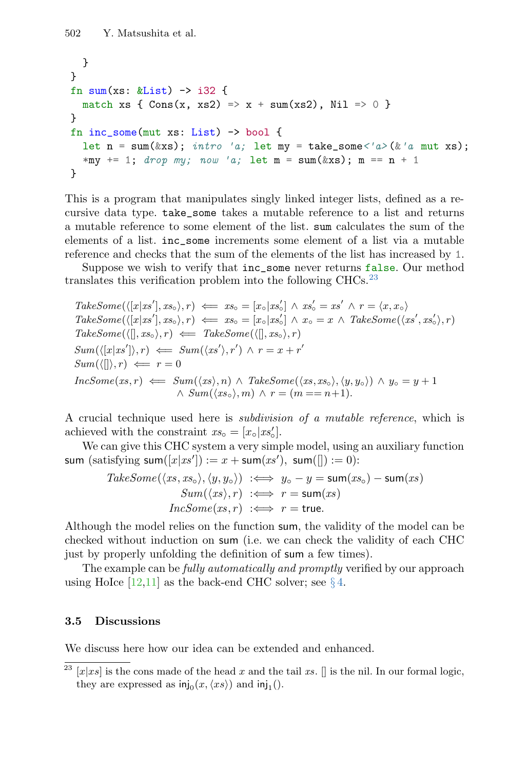```
  }
}
fn sum(xs: &List) -> i32 {
  match xs { Cons(x, xs2) => x + sum(xs2), Nil => 0 }
}
fn inc_some(mut xs: List) -> bool {
  let n = sum(&xs); intro 'a; let my = take_some<'a>(&'a mut xs);
  *my += 1; drop my; now 'a; let m = sum(&xs); m == n + 1
}
```

This is a program that manipulates singly linked integer lists, defined as a recursive data type. `take_some` takes a mutable reference to a list and returns a mutable reference to some element of the list. `sum` calculates the sum of the elements of a list. `inc_some` increments some element of a list via a mutable reference and checks that the sum of the elements of the list has increased by 1.

Suppose we wish to verify that `inc_some` never returns `false`. Our method translates this verification problem into the following CHCs.[23]

$$
\begin{aligned}
&\mathit{TakeSome}(\langle [x|xs'], xs_\circ\rangle, r) \iff xs_\circ = [x_\circ|xs'_\circ] \wedge xs'_\circ = xs' \wedge r = \langle x, x_\circ\rangle \\
&\mathit{TakeSome}(\langle [x|xs'], xs_\circ\rangle, r) \iff xs_\circ = [x_\circ|xs'_\circ] \wedge x_\circ = x \wedge \mathit{TakeSome}(\langle xs', xs'_\circ\rangle, r) \\
&\mathit{TakeSome}(\langle [], xs_\circ\rangle, r) \iff \mathit{TakeSome}(\langle [], xs_\circ\rangle, r) \\
&\mathit{Sum}(\langle [x|xs']\rangle, r) \iff \mathit{Sum}(\langle xs'\rangle, r') \wedge r = x + r' \\
&\mathit{Sum}(\langle []\rangle, r) \iff r = 0 \\
&\mathit{IncSome}(xs, r) \iff \mathit{Sum}(\langle xs\rangle, n) \wedge \mathit{TakeSome}(\langle xs, xs_\circ\rangle, \langle y, y_\circ\rangle) \wedge y_\circ = y + 1 \\
&\qquad\qquad\qquad\qquad \wedge\ \mathit{Sum}(\langle xs_\circ\rangle, m) \wedge r = (m == n{+}1).
\end{aligned}
$$

A crucial technique used here is *subdivision of a mutable reference*, which is achieved with the constraint $xs_\circ = [x_\circ|xs'_\circ]$.

We can give this CHC system a very simple model, using an auxiliary function $\mathsf{sum}$ (satisfying $\mathsf{sum}([x|xs']) := x + \mathsf{sum}(xs'),\ \mathsf{sum}([]) := 0$):

$$
\begin{aligned}
\mathit{TakeSome}(\langle xs, xs_\circ\rangle, \langle y, y_\circ\rangle) &:\iff y_\circ - y = \mathsf{sum}(xs_\circ) - \mathsf{sum}(xs) \\
\mathit{Sum}(\langle xs\rangle, r) &:\iff r = \mathsf{sum}(xs) \\
\mathit{IncSome}(xs, r) &:\iff r = \mathsf{true}.
\end{aligned}
$$

Although the model relies on the function $\mathsf{sum}$, the validity of the model can be checked without induction on $\mathsf{sum}$ (i.e. we can check the validity of each CHC just by properly unfolding the definition of $\mathsf{sum}$ a few times).

The example can be *fully automatically and promptly* verified by our approach using HoIce [12,11] as the back-end CHC solver; see § 4.

### 3.5 Discussions

We discuss here how our idea can be extended and enhanced.

[23] $[x|xs]$ is the cons made of the head $x$ and the tail $xs$. $[]$ is the nil. In our formal logic, they are expressed as $\mathsf{inj}_0(x, \langle xs\rangle)$ and $\mathsf{inj}_1()$.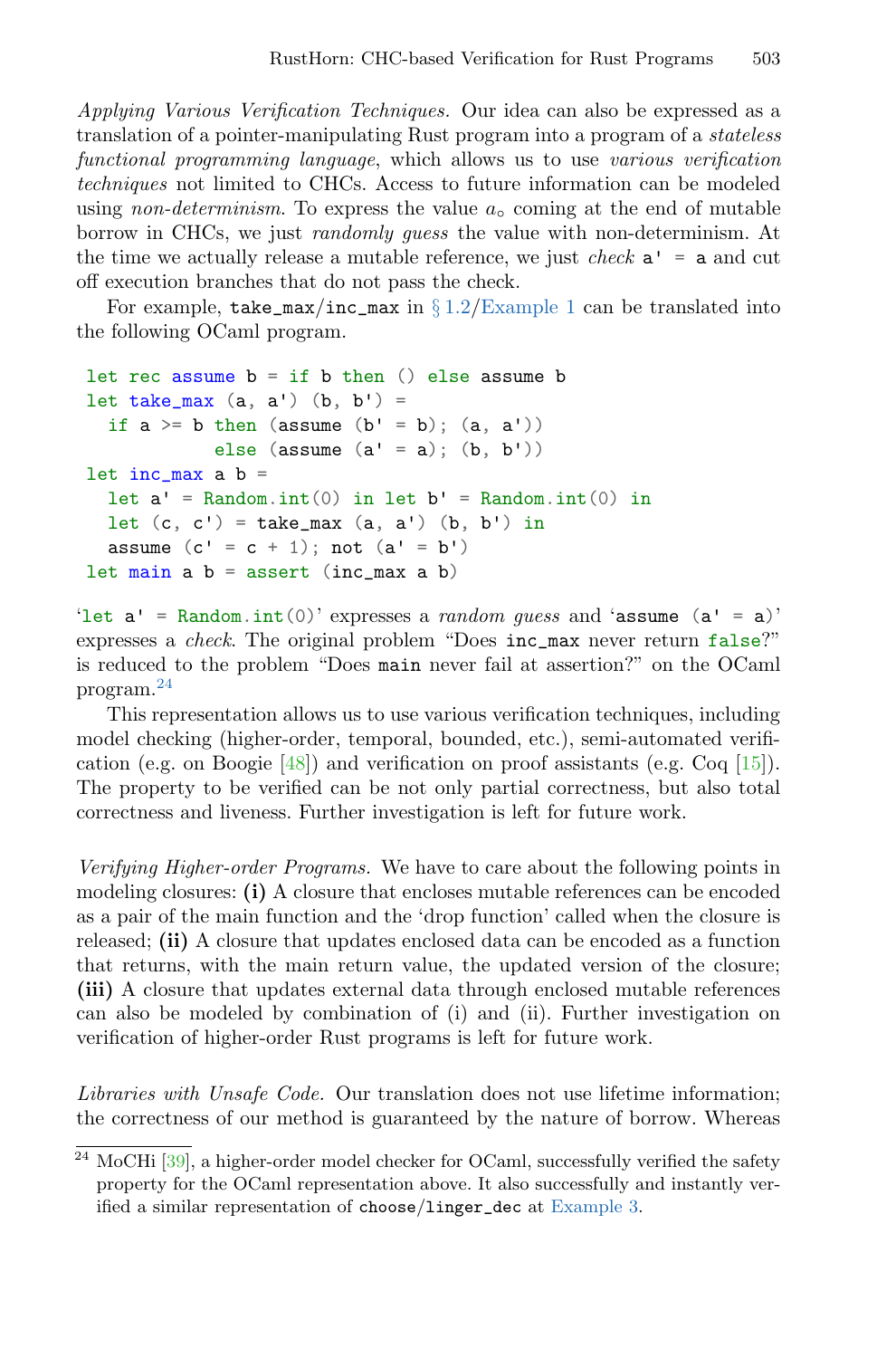*Applying Various Verification Techniques.* Our idea can also be expressed as a translation of a pointer-manipulating Rust program into a program of a *stateless functional programming language*, which allows us to use *various verification techniques* not limited to CHCs. Access to future information can be modeled using *non-determinism*. To express the value $a_\circ$ coming at the end of mutable borrow in CHCs, we just *randomly guess* the value with non-determinism. At the time we actually release a mutable reference, we just *check* `a' = a` and cut off execution branches that do not pass the check.

For example, `take_max`/`inc_max` in § 1.2/Example 1 can be translated into the following OCaml program.

```
let rec assume b = if b then () else assume b
let take_max (a, a') (b, b') =
  if a >= b then (assume (b' = b); (a, a'))
            else (assume (a' = a); (b, b'))
let inc_max a b =
  let a' = Random.int(0) in let b' = Random.int(0) in
  let (c, c') = take_max (a, a') (b, b') in
  assume (c' = c + 1); not (a' = b')
let main a b = assert (inc_max a b)
```

'`let a' = Random.int(0)`' expresses a *random guess* and '`assume (a' = a)`' expresses a *check*. The original problem "Does `inc_max` never return `false`?" is reduced to the problem "Does `main` never fail at assertion?" on the OCaml program.[24]

This representation allows us to use various verification techniques, including model checking (higher-order, temporal, bounded, etc.), semi-automated verification (e.g. on Boogie [48]) and verification on proof assistants (e.g. Coq [15]). The property to be verified can be not only partial correctness, but also total correctness and liveness. Further investigation is left for future work.

*Verifying Higher-order Programs.* We have to care about the following points in modeling closures: **(i)** A closure that encloses mutable references can be encoded as a pair of the main function and the 'drop function' called when the closure is released; **(ii)** A closure that updates enclosed data can be encoded as a function that returns, with the main return value, the updated version of the closure; **(iii)** A closure that updates external data through enclosed mutable references can also be modeled by combination of (i) and (ii). Further investigation on verification of higher-order Rust programs is left for future work.

*Libraries with Unsafe Code.* Our translation does not use lifetime information; the correctness of our method is guaranteed by the nature of borrow. Whereas

---

[24] MoCHi [39], a higher-order model checker for OCaml, successfully verified the safety property for the OCaml representation above. It also successfully and instantly verified a similar representation of `choose`/`linger_dec` at Example 3.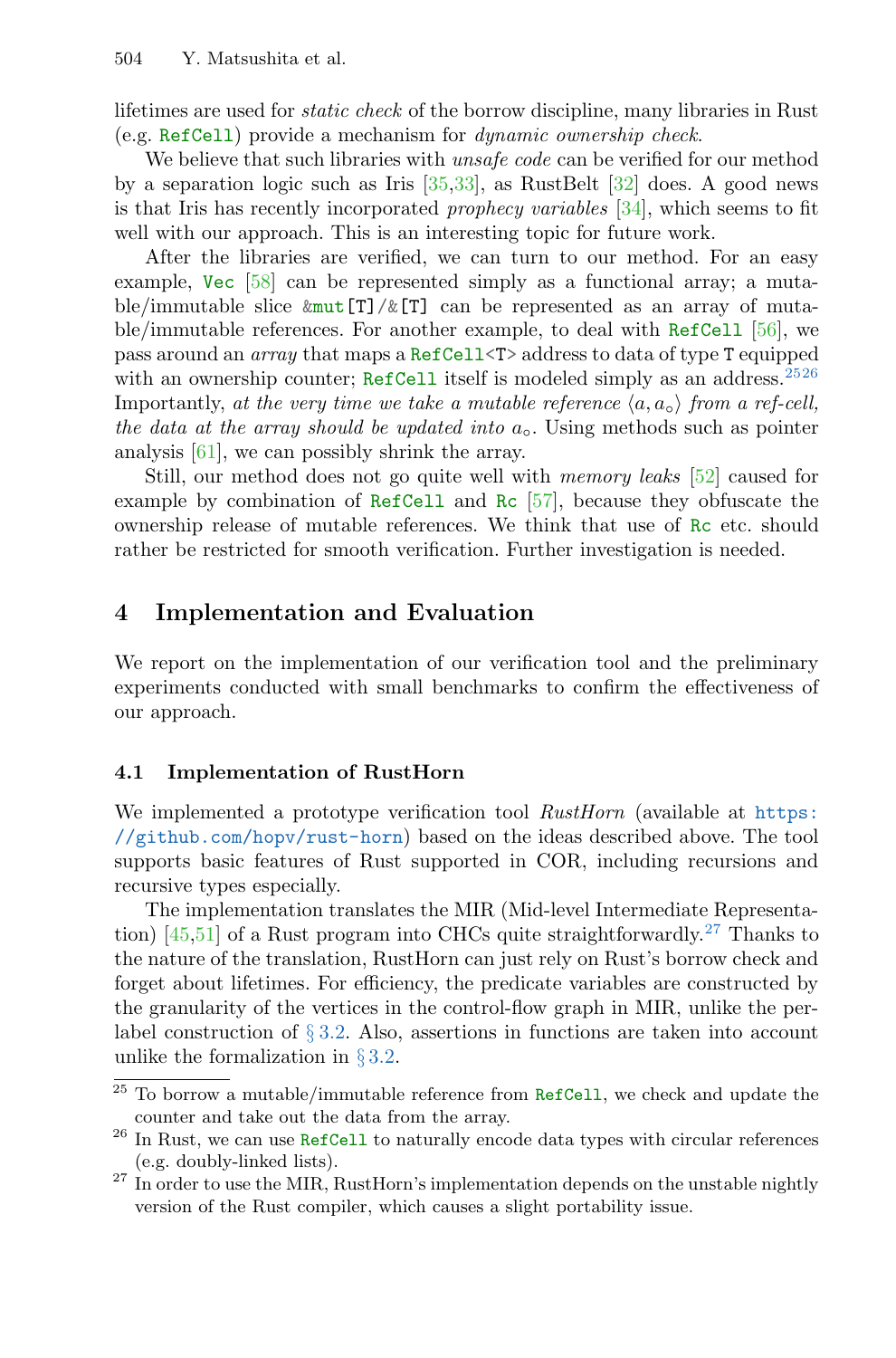lifetimes are used for *static check* of the borrow discipline, many libraries in Rust (e.g. `RefCell`) provide a mechanism for *dynamic ownership check*.

We believe that such libraries with *unsafe code* can be verified for our method by a separation logic such as Iris [35,33], as RustBelt [32] does. A good news is that Iris has recently incorporated *prophecy variables* [34], which seems to fit well with our approach. This is an interesting topic for future work.

After the libraries are verified, we can turn to our method. For an easy example, `Vec` [58] can be represented simply as a functional array; a mutable/immutable slice `&mut[T]`/`&[T]` can be represented as an array of mutable/immutable references. For another example, to deal with `RefCell` [56], we pass around an *array* that maps a `RefCell<T>` address to data of type `T` equipped with an ownership counter; `RefCell` itself is modeled simply as an address.[25][26] Importantly, *at the very time we take a mutable reference* $\langle a, a_\circ \rangle$ *from a ref-cell, the data at the array should be updated into* $a_\circ$. Using methods such as pointer analysis [61], we can possibly shrink the array.

Still, our method does not go quite well with *memory leaks* [52] caused for example by combination of `RefCell` and `Rc` [57], because they obfuscate the ownership release of mutable references. We think that use of `Rc` etc. should rather be restricted for smooth verification. Further investigation is needed.

## 4 Implementation and Evaluation

We report on the implementation of our verification tool and the preliminary experiments conducted with small benchmarks to confirm the effectiveness of our approach.

### 4.1 Implementation of RustHorn

We implemented a prototype verification tool *RustHorn* (available at https://github.com/hopv/rust-horn) based on the ideas described above. The tool supports basic features of Rust supported in COR, including recursions and recursive types especially.

The implementation translates the MIR (Mid-level Intermediate Representation) [45,51] of a Rust program into CHCs quite straightforwardly.[27] Thanks to the nature of the translation, RustHorn can just rely on Rust's borrow check and forget about lifetimes. For efficiency, the predicate variables are constructed by the granularity of the vertices in the control-flow graph in MIR, unlike the per-label construction of § 3.2. Also, assertions in functions are taken into account unlike the formalization in § 3.2.

[25] To borrow a mutable/immutable reference from `RefCell`, we check and update the counter and take out the data from the array.

[26] In Rust, we can use `RefCell` to naturally encode data types with circular references (e.g. doubly-linked lists).

[27] In order to use the MIR, RustHorn's implementation depends on the unstable nightly version of the Rust compiler, which causes a slight portability issue.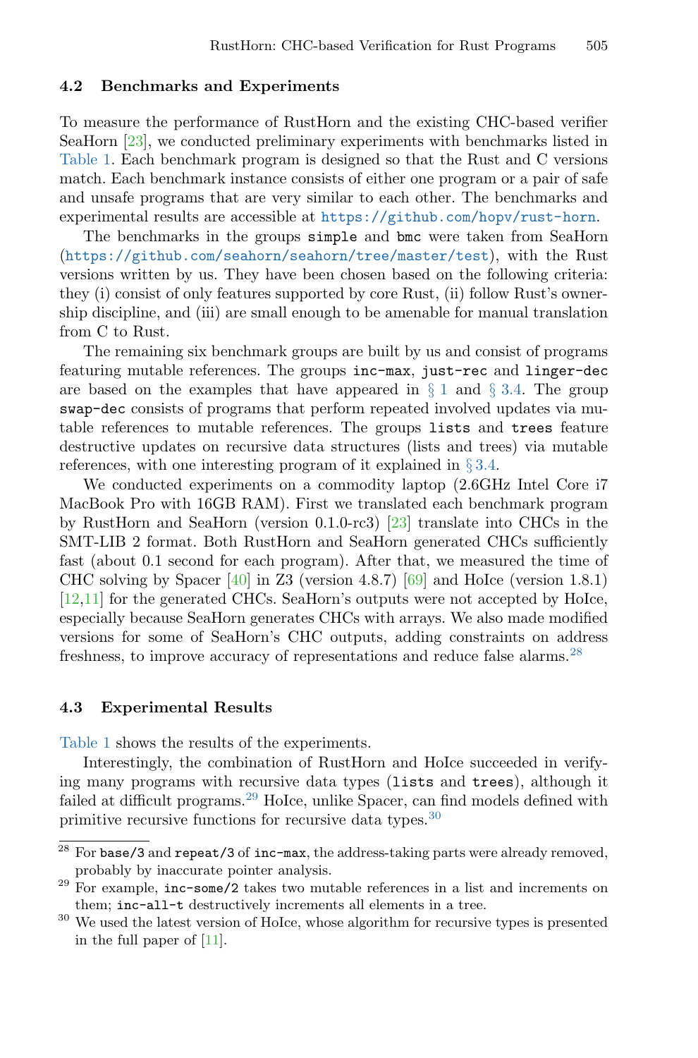### 4.2 Benchmarks and Experiments

To measure the performance of RustHorn and the existing CHC-based verifier SeaHorn [23], we conducted preliminary experiments with benchmarks listed in Table 1. Each benchmark program is designed so that the Rust and C versions match. Each benchmark instance consists of either one program or a pair of safe and unsafe programs that are very similar to each other. The benchmarks and experimental results are accessible at https://github.com/hopv/rust-horn.

The benchmarks in the groups `simple` and `bmc` were taken from SeaHorn (https://github.com/seahorn/seahorn/tree/master/test), with the Rust versions written by us. They have been chosen based on the following criteria: they (i) consist of only features supported by core Rust, (ii) follow Rust's ownership discipline, and (iii) are small enough to be amenable for manual translation from C to Rust.

The remaining six benchmark groups are built by us and consist of programs featuring mutable references. The groups `inc-max`, `just-rec` and `linger-dec` are based on the examples that have appeared in § 1 and § 3.4. The group `swap-dec` consists of programs that perform repeated involved updates via mutable references to mutable references. The groups `lists` and `trees` feature destructive updates on recursive data structures (lists and trees) via mutable references, with one interesting program of it explained in § 3.4.

We conducted experiments on a commodity laptop (2.6GHz Intel Core i7 MacBook Pro with 16GB RAM). First we translated each benchmark program by RustHorn and SeaHorn (version 0.1.0-rc3) [23] translate into CHCs in the SMT-LIB 2 format. Both RustHorn and SeaHorn generated CHCs sufficiently fast (about 0.1 second for each program). After that, we measured the time of CHC solving by Spacer [40] in Z3 (version 4.8.7) [69] and HoIce (version 1.8.1) [12,11] for the generated CHCs. SeaHorn's outputs were not accepted by HoIce, especially because SeaHorn generates CHCs with arrays. We also made modified versions for some of SeaHorn's CHC outputs, adding constraints on address freshness, to improve accuracy of representations and reduce false alarms.[28]

### 4.3 Experimental Results

Table 1 shows the results of the experiments.

Interestingly, the combination of RustHorn and HoIce succeeded in verifying many programs with recursive data types (`lists` and `trees`), although it failed at difficult programs.[29] HoIce, unlike Spacer, can find models defined with primitive recursive functions for recursive data types.[30]

---

[28] For `base/3` and `repeat/3` of `inc-max`, the address-taking parts were already removed, probably by inaccurate pointer analysis.

[29] For example, `inc-some/2` takes two mutable references in a list and increments on them; `inc-all-t` destructively increments all elements in a tree.

[30] We used the latest version of HoIce, whose algorithm for recursive types is presented in the full paper of [11].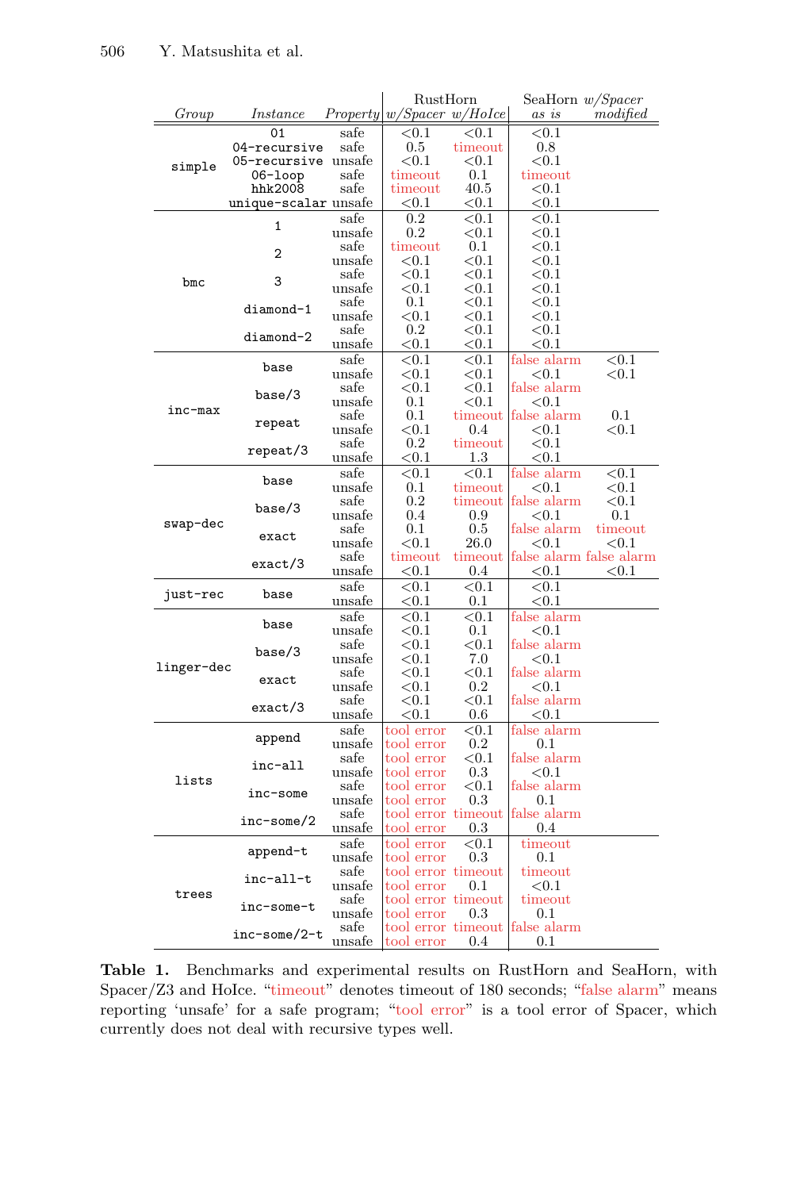| Group | Instance | Property | RustHorn w/Spacer | RustHorn w/HoIce | SeaHorn w/Spacer as is | SeaHorn w/Spacer modified |
|---|---|---|---|---|---|---|
| simple | 01 | safe | <0.1 | <0.1 | <0.1 | |
| | 04-recursive | safe | 0.5 | timeout | 0.8 | |
| | 05-recursive | unsafe | <0.1 | <0.1 | <0.1 | |
| | 06-loop | safe | timeout | 0.1 | timeout | |
| | hhk2008 | safe | timeout | 40.5 | <0.1 | |
| | unique-scalar | unsafe | <0.1 | <0.1 | <0.1 | |
| bmc | 1 | safe | 0.2 | <0.1 | <0.1 | |
| | | unsafe | 0.2 | <0.1 | <0.1 | |
| | 2 | safe | timeout | 0.1 | <0.1 | |
| | | unsafe | <0.1 | <0.1 | <0.1 | |
| | 3 | safe | <0.1 | <0.1 | <0.1 | |
| | | unsafe | <0.1 | <0.1 | <0.1 | |
| | diamond-1 | safe | 0.1 | <0.1 | <0.1 | |
| | | unsafe | <0.1 | <0.1 | <0.1 | |
| | diamond-2 | safe | 0.2 | <0.1 | <0.1 | |
| | | unsafe | <0.1 | <0.1 | <0.1 | |
| inc-max | base | safe | <0.1 | <0.1 | false alarm | <0.1 |
| | | unsafe | <0.1 | <0.1 | <0.1 | <0.1 |
| | base/3 | safe | <0.1 | <0.1 | false alarm | |
| | | unsafe | 0.1 | <0.1 | <0.1 | |
| | repeat | safe | 0.1 | timeout | false alarm | 0.1 |
| | | unsafe | <0.1 | 0.4 | <0.1 | <0.1 |
| | repeat/3 | safe | 0.2 | timeout | <0.1 | |
| | | unsafe | <0.1 | 1.3 | <0.1 | |
| swap-dec | base | safe | <0.1 | <0.1 | false alarm | <0.1 |
| | | unsafe | 0.1 | timeout | <0.1 | <0.1 |
| | base/3 | safe | 0.2 | timeout | false alarm | <0.1 |
| | | unsafe | 0.4 | 0.9 | <0.1 | 0.1 |
| | exact | safe | 0.1 | 0.5 | false alarm | timeout |
| | | unsafe | <0.1 | 26.0 | <0.1 | <0.1 |
| | exact/3 | safe | timeout | timeout | false alarm | false alarm |
| | | unsafe | <0.1 | 0.4 | <0.1 | <0.1 |
| just-rec | base | safe | <0.1 | <0.1 | <0.1 | |
| | | unsafe | <0.1 | 0.1 | <0.1 | |
| linger-dec | base | safe | <0.1 | <0.1 | false alarm | |
| | | unsafe | <0.1 | 0.1 | <0.1 | |
| | base/3 | safe | <0.1 | <0.1 | false alarm | |
| | | unsafe | <0.1 | 7.0 | <0.1 | |
| | exact | safe | <0.1 | <0.1 | false alarm | |
| | | unsafe | <0.1 | 0.2 | <0.1 | |
| | exact/3 | safe | <0.1 | <0.1 | false alarm | |
| | | unsafe | <0.1 | 0.6 | <0.1 | |
| lists | append | safe | tool error | <0.1 | false alarm | |
| | | unsafe | tool error | 0.2 | 0.1 | |
| | inc-all | safe | tool error | <0.1 | false alarm | |
| | | unsafe | tool error | 0.3 | <0.1 | |
| | inc-some | safe | tool error | <0.1 | false alarm | |
| | | unsafe | tool error | 0.3 | 0.1 | |
| | inc-some/2 | safe | tool error | timeout | false alarm | |
| | | unsafe | tool error | 0.3 | 0.4 | |
| trees | append-t | safe | tool error | <0.1 | timeout | |
| | | unsafe | tool error | 0.3 | 0.1 | |
| | inc-all-t | safe | tool error | timeout | timeout | |
| | | unsafe | tool error | 0.1 | <0.1 | |
| | inc-some-t | safe | tool error | timeout | timeout | |
| | | unsafe | tool error | 0.3 | 0.1 | |
| | inc-some/2-t | safe | tool error | timeout | false alarm | |
| | | unsafe | tool error | 0.4 | 0.1 | |

**Table 1.** Benchmarks and experimental results on RustHorn and SeaHorn, with Spacer/Z3 and HoIce. "timeout" denotes timeout of 180 seconds; "false alarm" means reporting 'unsafe' for a safe program; "tool error" is a tool error of Spacer, which currently does not deal with recursive types well.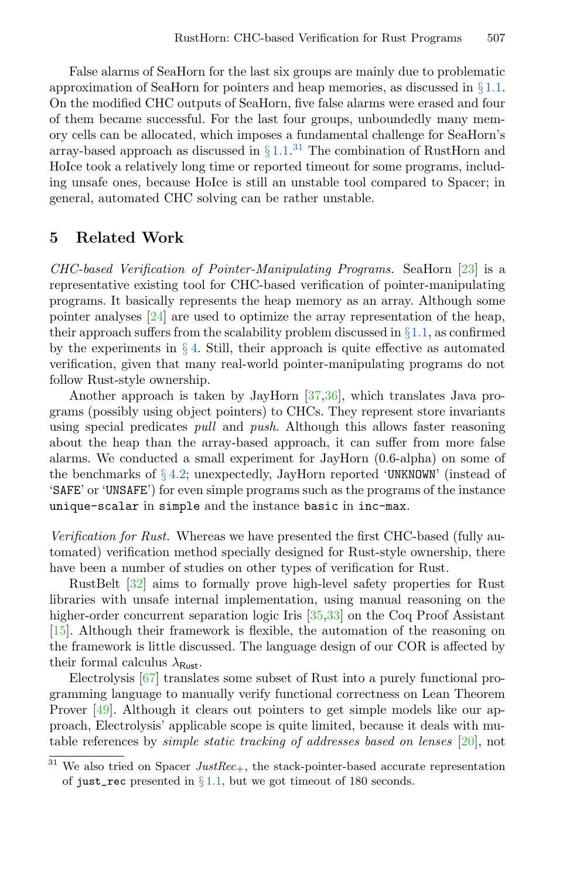False alarms of SeaHorn for the last six groups are mainly due to problematic approximation of SeaHorn for pointers and heap memories, as discussed in § 1.1. On the modified CHC outputs of SeaHorn, five false alarms were erased and four of them became successful. For the last four groups, unboundedly many memory cells can be allocated, which imposes a fundamental challenge for SeaHorn's array-based approach as discussed in § 1.1.[31] The combination of RustHorn and HoIce took a relatively long time or reported timeout for some programs, including unsafe ones, because HoIce is still an unstable tool compared to Spacer; in general, automated CHC solving can be rather unstable.

## 5 Related Work

*CHC-based Verification of Pointer-Manipulating Programs.* SeaHorn [23] is a representative existing tool for CHC-based verification of pointer-manipulating programs. It basically represents the heap memory as an array. Although some pointer analyses [24] are used to optimize the array representation of the heap, their approach suffers from the scalability problem discussed in § 1.1, as confirmed by the experiments in § 4. Still, their approach is quite effective as automated verification, given that many real-world pointer-manipulating programs do not follow Rust-style ownership.

Another approach is taken by JayHorn [37,36], which translates Java programs (possibly using object pointers) to CHCs. They represent store invariants using special predicates *pull* and *push*. Although this allows faster reasoning about the heap than the array-based approach, it can suffer from more false alarms. We conducted a small experiment for JayHorn (0.6-alpha) on some of the benchmarks of § 4.2; unexpectedly, JayHorn reported '`UNKNOWN`' (instead of '`SAFE`' or '`UNSAFE`') for even simple programs such as the programs of the instance `unique-scalar` in `simple` and the instance `basic` in `inc-max`.

*Verification for Rust.* Whereas we have presented the first CHC-based (fully automated) verification method specially designed for Rust-style ownership, there have been a number of studies on other types of verification for Rust.

RustBelt [32] aims to formally prove high-level safety properties for Rust libraries with unsafe internal implementation, using manual reasoning on the higher-order concurrent separation logic Iris [35,33] on the Coq Proof Assistant [15]. Although their framework is flexible, the automation of the reasoning on the framework is little discussed. The language design of our COR is affected by their formal calculus $\lambda_{\mathsf{Rust}}$.

Electrolysis [67] translates some subset of Rust into a purely functional programming language to manually verify functional correctness on Lean Theorem Prover [49]. Although it clears out pointers to get simple models like our approach, Electrolysis' applicable scope is quite limited, because it deals with mutable references by *simple static tracking of addresses based on lenses* [20], not

[31] We also tried on Spacer $\mathit{JustRec}_{+}$, the stack-pointer-based accurate representation of `just_rec` presented in § 1.1, but we got timeout of 180 seconds.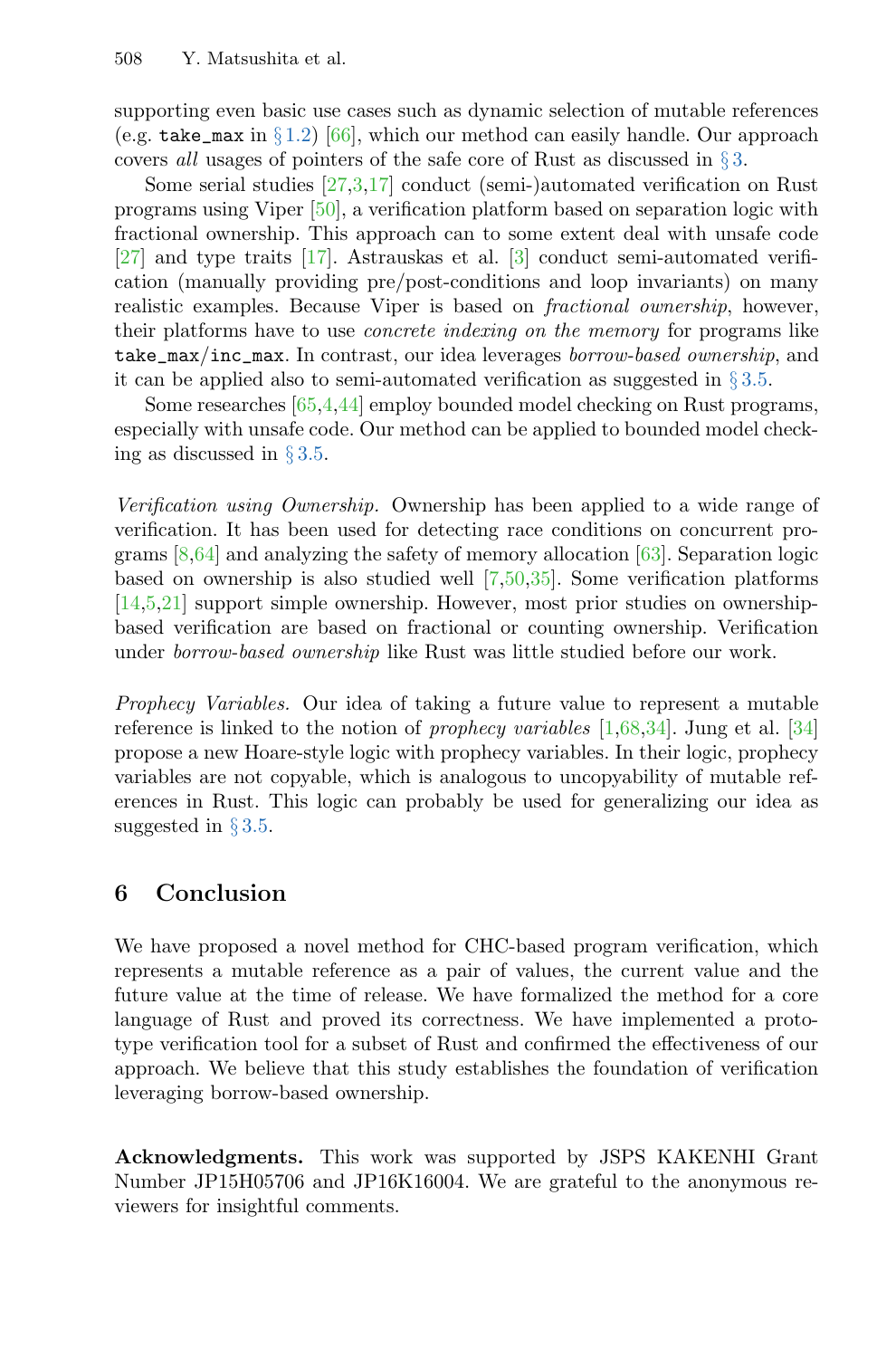supporting even basic use cases such as dynamic selection of mutable references (e.g. `take_max` in § 1.2) [66], which our method can easily handle. Our approach covers *all* usages of pointers of the safe core of Rust as discussed in § 3.

Some serial studies [27,3,17] conduct (semi-)automated verification on Rust programs using Viper [50], a verification platform based on separation logic with fractional ownership. This approach can to some extent deal with unsafe code [27] and type traits [17]. Astrauskas et al. [3] conduct semi-automated verification (manually providing pre/post-conditions and loop invariants) on many realistic examples. Because Viper is based on *fractional ownership*, however, their platforms have to use *concrete indexing on the memory* for programs like `take_max`/`inc_max`. In contrast, our idea leverages *borrow-based ownership*, and it can be applied also to semi-automated verification as suggested in § 3.5.

Some researches [65,4,44] employ bounded model checking on Rust programs, especially with unsafe code. Our method can be applied to bounded model checking as discussed in § 3.5.

*Verification using Ownership.* Ownership has been applied to a wide range of verification. It has been used for detecting race conditions on concurrent programs [8,64] and analyzing the safety of memory allocation [63]. Separation logic based on ownership is also studied well [7,50,35]. Some verification platforms [14,5,21] support simple ownership. However, most prior studies on ownership-based verification are based on fractional or counting ownership. Verification under *borrow-based ownership* like Rust was little studied before our work.

*Prophecy Variables.* Our idea of taking a future value to represent a mutable reference is linked to the notion of *prophecy variables* [1,68,34]. Jung et al. [34] propose a new Hoare-style logic with prophecy variables. In their logic, prophecy variables are not copyable, which is analogous to uncopyability of mutable references in Rust. This logic can probably be used for generalizing our idea as suggested in § 3.5.

## 6 Conclusion

We have proposed a novel method for CHC-based program verification, which represents a mutable reference as a pair of values, the current value and the future value at the time of release. We have formalized the method for a core language of Rust and proved its correctness. We have implemented a prototype verification tool for a subset of Rust and confirmed the effectiveness of our approach. We believe that this study establishes the foundation of verification leveraging borrow-based ownership.

**Acknowledgments.** This work was supported by JSPS KAKENHI Grant Number JP15H05706 and JP16K16004. We are grateful to the anonymous reviewers for insightful comments.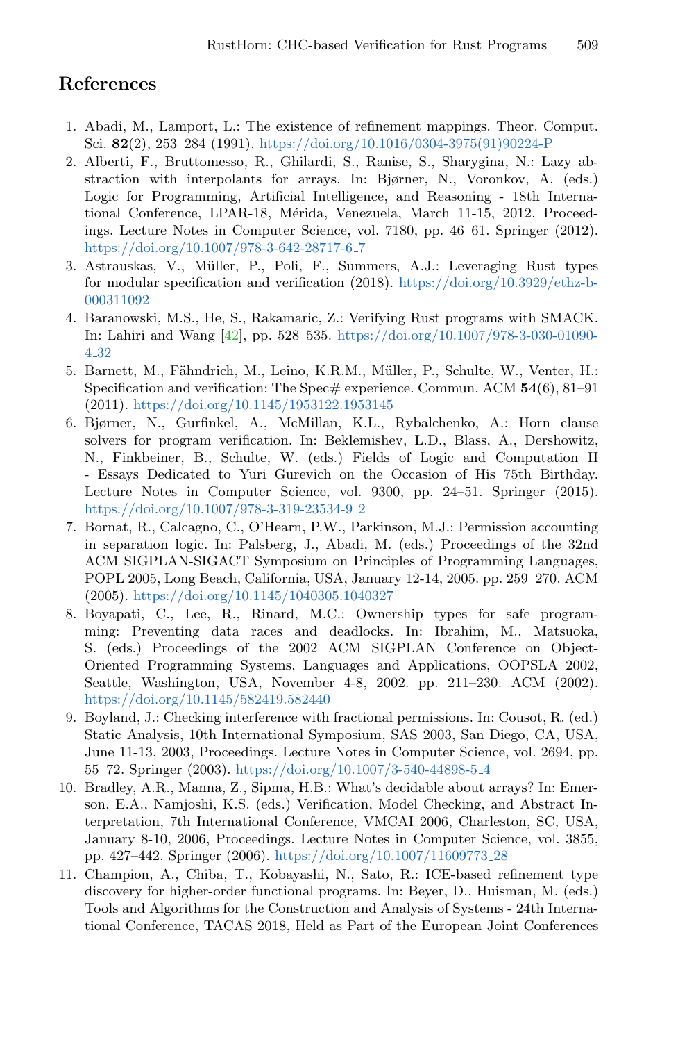## References

1. Abadi, M., Lamport, L.: The existence of refinement mappings. Theor. Comput. Sci. **82**(2), 253–284 (1991). https://doi.org/10.1016/0304-3975(91)90224-P
2. Alberti, F., Bruttomesso, R., Ghilardi, S., Ranise, S., Sharygina, N.: Lazy abstraction with interpolants for arrays. In: Bjørner, N., Voronkov, A. (eds.) Logic for Programming, Artificial Intelligence, and Reasoning - 18th International Conference, LPAR-18, Mérida, Venezuela, March 11-15, 2012. Proceedings. Lecture Notes in Computer Science, vol. 7180, pp. 46–61. Springer (2012). https://doi.org/10.1007/978-3-642-28717-6_7
3. Astrauskas, V., Müller, P., Poli, F., Summers, A.J.: Leveraging Rust types for modular specification and verification (2018). https://doi.org/10.3929/ethz-b-000311092
4. Baranowski, M.S., He, S., Rakamaric, Z.: Verifying Rust programs with SMACK. In: Lahiri and Wang [42], pp. 528–535. https://doi.org/10.1007/978-3-030-01090-4_32
5. Barnett, M., Fähndrich, M., Leino, K.R.M., Müller, P., Schulte, W., Venter, H.: Specification and verification: The Spec# experience. Commun. ACM **54**(6), 81–91 (2011). https://doi.org/10.1145/1953122.1953145
6. Bjørner, N., Gurfinkel, A., McMillan, K.L., Rybalchenko, A.: Horn clause solvers for program verification. In: Beklemishev, L.D., Blass, A., Dershowitz, N., Finkbeiner, B., Schulte, W. (eds.) Fields of Logic and Computation II - Essays Dedicated to Yuri Gurevich on the Occasion of His 75th Birthday. Lecture Notes in Computer Science, vol. 9300, pp. 24–51. Springer (2015). https://doi.org/10.1007/978-3-319-23534-9_2
7. Bornat, R., Calcagno, C., O'Hearn, P.W., Parkinson, M.J.: Permission accounting in separation logic. In: Palsberg, J., Abadi, M. (eds.) Proceedings of the 32nd ACM SIGPLAN-SIGACT Symposium on Principles of Programming Languages, POPL 2005, Long Beach, California, USA, January 12-14, 2005. pp. 259–270. ACM (2005). https://doi.org/10.1145/1040305.1040327
8. Boyapati, C., Lee, R., Rinard, M.C.: Ownership types for safe programming: Preventing data races and deadlocks. In: Ibrahim, M., Matsuoka, S. (eds.) Proceedings of the 2002 ACM SIGPLAN Conference on Object-Oriented Programming Systems, Languages and Applications, OOPSLA 2002, Seattle, Washington, USA, November 4-8, 2002. pp. 211–230. ACM (2002). https://doi.org/10.1145/582419.582440
9. Boyland, J.: Checking interference with fractional permissions. In: Cousot, R. (ed.) Static Analysis, 10th International Symposium, SAS 2003, San Diego, CA, USA, June 11-13, 2003, Proceedings. Lecture Notes in Computer Science, vol. 2694, pp. 55–72. Springer (2003). https://doi.org/10.1007/3-540-44898-5_4
10. Bradley, A.R., Manna, Z., Sipma, H.B.: What's decidable about arrays? In: Emerson, E.A., Namjoshi, K.S. (eds.) Verification, Model Checking, and Abstract Interpretation, 7th International Conference, VMCAI 2006, Charleston, SC, USA, January 8-10, 2006, Proceedings. Lecture Notes in Computer Science, vol. 3855, pp. 427–442. Springer (2006). https://doi.org/10.1007/11609773_28
11. Champion, A., Chiba, T., Kobayashi, N., Sato, R.: ICE-based refinement type discovery for higher-order functional programs. In: Beyer, D., Huisman, M. (eds.) Tools and Algorithms for the Construction and Analysis of Systems - 24th International Conference, TACAS 2018, Held as Part of the European Joint Conferences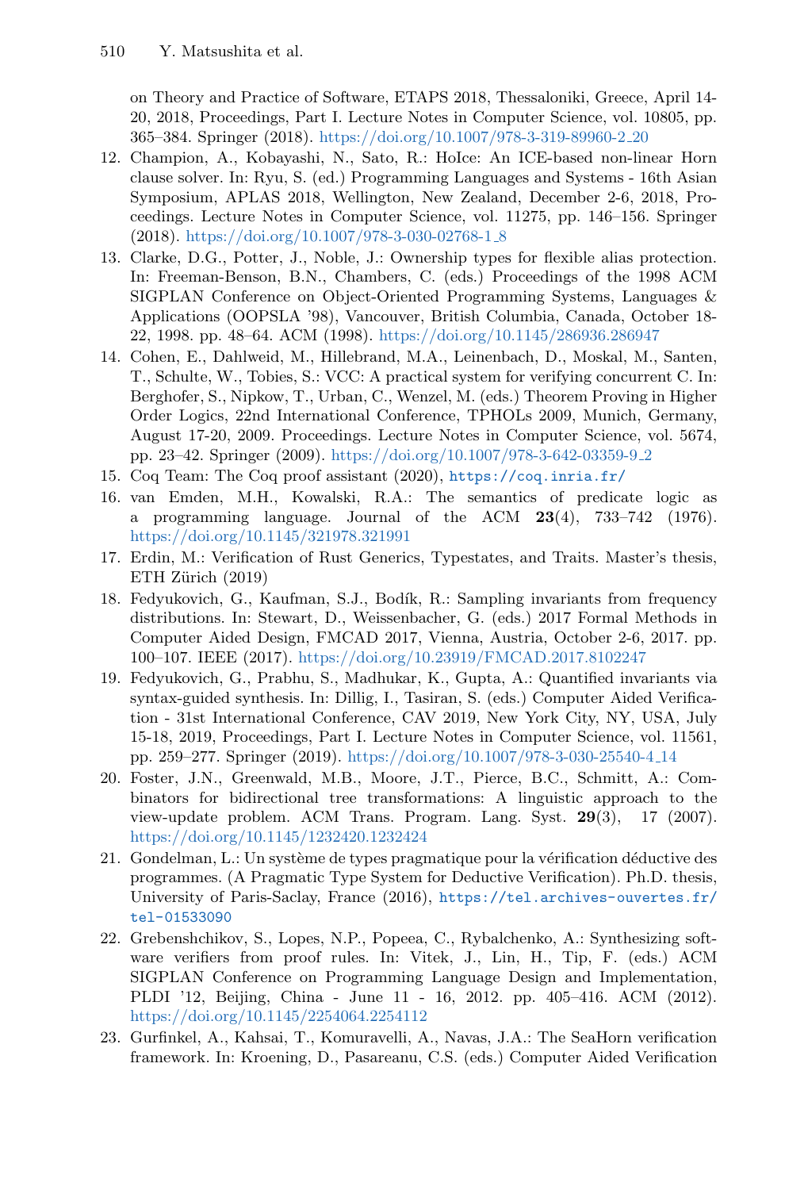on Theory and Practice of Software, ETAPS 2018, Thessaloniki, Greece, April 14-20, 2018, Proceedings, Part I. Lecture Notes in Computer Science, vol. 10805, pp. 365–384. Springer (2018). https://doi.org/10.1007/978-3-319-89960-2_20

12. Champion, A., Kobayashi, N., Sato, R.: HoIce: An ICE-based non-linear Horn clause solver. In: Ryu, S. (ed.) Programming Languages and Systems - 16th Asian Symposium, APLAS 2018, Wellington, New Zealand, December 2-6, 2018, Proceedings. Lecture Notes in Computer Science, vol. 11275, pp. 146–156. Springer (2018). https://doi.org/10.1007/978-3-030-02768-1_8
13. Clarke, D.G., Potter, J., Noble, J.: Ownership types for flexible alias protection. In: Freeman-Benson, B.N., Chambers, C. (eds.) Proceedings of the 1998 ACM SIGPLAN Conference on Object-Oriented Programming Systems, Languages & Applications (OOPSLA '98), Vancouver, British Columbia, Canada, October 18-22, 1998. pp. 48–64. ACM (1998). https://doi.org/10.1145/286936.286947
14. Cohen, E., Dahlweid, M., Hillebrand, M.A., Leinenbach, D., Moskal, M., Santen, T., Schulte, W., Tobies, S.: VCC: A practical system for verifying concurrent C. In: Berghofer, S., Nipkow, T., Urban, C., Wenzel, M. (eds.) Theorem Proving in Higher Order Logics, 22nd International Conference, TPHOLs 2009, Munich, Germany, August 17-20, 2009. Proceedings. Lecture Notes in Computer Science, vol. 5674, pp. 23–42. Springer (2009). https://doi.org/10.1007/978-3-642-03359-9_2
15. Coq Team: The Coq proof assistant (2020), https://coq.inria.fr/
16. van Emden, M.H., Kowalski, R.A.: The semantics of predicate logic as a programming language. Journal of the ACM **23**(4), 733–742 (1976). https://doi.org/10.1145/321978.321991
17. Erdin, M.: Verification of Rust Generics, Typestates, and Traits. Master's thesis, ETH Zürich (2019)
18. Fedyukovich, G., Kaufman, S.J., Bodík, R.: Sampling invariants from frequency distributions. In: Stewart, D., Weissenbacher, G. (eds.) 2017 Formal Methods in Computer Aided Design, FMCAD 2017, Vienna, Austria, October 2-6, 2017. pp. 100–107. IEEE (2017). https://doi.org/10.23919/FMCAD.2017.8102247
19. Fedyukovich, G., Prabhu, S., Madhukar, K., Gupta, A.: Quantified invariants via syntax-guided synthesis. In: Dillig, I., Tasiran, S. (eds.) Computer Aided Verification - 31st International Conference, CAV 2019, New York City, NY, USA, July 15-18, 2019, Proceedings, Part I. Lecture Notes in Computer Science, vol. 11561, pp. 259–277. Springer (2019). https://doi.org/10.1007/978-3-030-25540-4_14
20. Foster, J.N., Greenwald, M.B., Moore, J.T., Pierce, B.C., Schmitt, A.: Combinators for bidirectional tree transformations: A linguistic approach to the view-update problem. ACM Trans. Program. Lang. Syst. **29**(3), 17 (2007). https://doi.org/10.1145/1232420.1232424
21. Gondelman, L.: Un système de types pragmatique pour la vérification déductive des programmes. (A Pragmatic Type System for Deductive Verification). Ph.D. thesis, University of Paris-Saclay, France (2016), https://tel.archives-ouvertes.fr/tel-01533090
22. Grebenshchikov, S., Lopes, N.P., Popeea, C., Rybalchenko, A.: Synthesizing software verifiers from proof rules. In: Vitek, J., Lin, H., Tip, F. (eds.) ACM SIGPLAN Conference on Programming Language Design and Implementation, PLDI '12, Beijing, China - June 11 - 16, 2012. pp. 405–416. ACM (2012). https://doi.org/10.1145/2254064.2254112
23. Gurfinkel, A., Kahsai, T., Komuravelli, A., Navas, J.A.: The SeaHorn verification framework. In: Kroening, D., Pasareanu, C.S. (eds.) Computer Aided Verification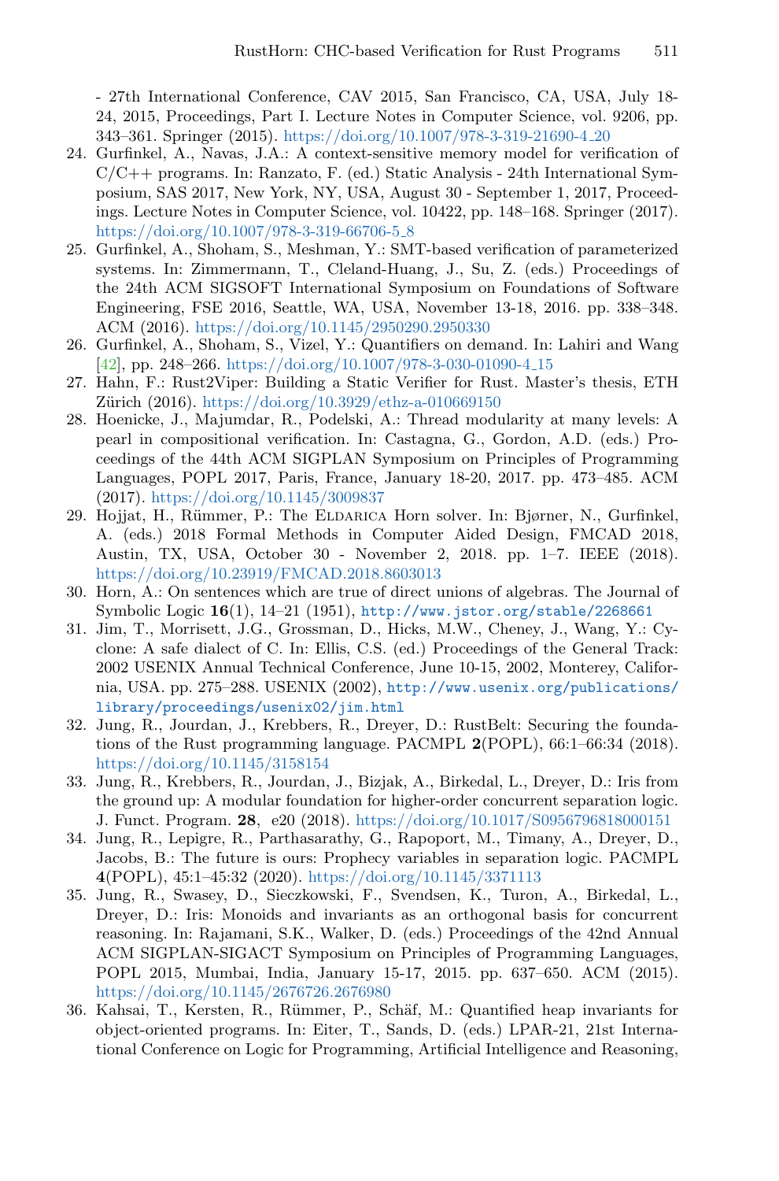- 27th International Conference, CAV 2015, San Francisco, CA, USA, July 18-24, 2015, Proceedings, Part I. Lecture Notes in Computer Science, vol. 9206, pp. 343–361. Springer (2015). https://doi.org/10.1007/978-3-319-21690-4_20

24. Gurfinkel, A., Navas, J.A.: A context-sensitive memory model for verification of C/C++ programs. In: Ranzato, F. (ed.) Static Analysis - 24th International Symposium, SAS 2017, New York, NY, USA, August 30 - September 1, 2017, Proceedings. Lecture Notes in Computer Science, vol. 10422, pp. 148–168. Springer (2017). https://doi.org/10.1007/978-3-319-66706-5_8
25. Gurfinkel, A., Shoham, S., Meshman, Y.: SMT-based verification of parameterized systems. In: Zimmermann, T., Cleland-Huang, J., Su, Z. (eds.) Proceedings of the 24th ACM SIGSOFT International Symposium on Foundations of Software Engineering, FSE 2016, Seattle, WA, USA, November 13-18, 2016. pp. 338–348. ACM (2016). https://doi.org/10.1145/2950290.2950330
26. Gurfinkel, A., Shoham, S., Vizel, Y.: Quantifiers on demand. In: Lahiri and Wang [42], pp. 248–266. https://doi.org/10.1007/978-3-030-01090-4_15
27. Hahn, F.: Rust2Viper: Building a Static Verifier for Rust. Master's thesis, ETH Zürich (2016). https://doi.org/10.3929/ethz-a-010669150
28. Hoenicke, J., Majumdar, R., Podelski, A.: Thread modularity at many levels: A pearl in compositional verification. In: Castagna, G., Gordon, A.D. (eds.) Proceedings of the 44th ACM SIGPLAN Symposium on Principles of Programming Languages, POPL 2017, Paris, France, January 18-20, 2017. pp. 473–485. ACM (2017). https://doi.org/10.1145/3009837
29. Hojjat, H., Rümmer, P.: The Eldarica Horn solver. In: Bjørner, N., Gurfinkel, A. (eds.) 2018 Formal Methods in Computer Aided Design, FMCAD 2018, Austin, TX, USA, October 30 - November 2, 2018. pp. 1–7. IEEE (2018). https://doi.org/10.23919/FMCAD.2018.8603013
30. Horn, A.: On sentences which are true of direct unions of algebras. The Journal of Symbolic Logic **16**(1), 14–21 (1951), http://www.jstor.org/stable/2268661
31. Jim, T., Morrisett, J.G., Grossman, D., Hicks, M.W., Cheney, J., Wang, Y.: Cyclone: A safe dialect of C. In: Ellis, C.S. (ed.) Proceedings of the General Track: 2002 USENIX Annual Technical Conference, June 10-15, 2002, Monterey, California, USA. pp. 275–288. USENIX (2002), http://www.usenix.org/publications/library/proceedings/usenix02/jim.html
32. Jung, R., Jourdan, J., Krebbers, R., Dreyer, D.: RustBelt: Securing the foundations of the Rust programming language. PACMPL **2**(POPL), 66:1–66:34 (2018). https://doi.org/10.1145/3158154
33. Jung, R., Krebbers, R., Jourdan, J., Bizjak, A., Birkedal, L., Dreyer, D.: Iris from the ground up: A modular foundation for higher-order concurrent separation logic. J. Funct. Program. **28**, e20 (2018). https://doi.org/10.1017/S0956796818000151
34. Jung, R., Lepigre, R., Parthasarathy, G., Rapoport, M., Timany, A., Dreyer, D., Jacobs, B.: The future is ours: Prophecy variables in separation logic. PACMPL **4**(POPL), 45:1–45:32 (2020). https://doi.org/10.1145/3371113
35. Jung, R., Swasey, D., Sieczkowski, F., Svendsen, K., Turon, A., Birkedal, L., Dreyer, D.: Iris: Monoids and invariants as an orthogonal basis for concurrent reasoning. In: Rajamani, S.K., Walker, D. (eds.) Proceedings of the 42nd Annual ACM SIGPLAN-SIGACT Symposium on Principles of Programming Languages, POPL 2015, Mumbai, India, January 15-17, 2015. pp. 637–650. ACM (2015). https://doi.org/10.1145/2676726.2676980
36. Kahsai, T., Kersten, R., Rümmer, P., Schäf, M.: Quantified heap invariants for object-oriented programs. In: Eiter, T., Sands, D. (eds.) LPAR-21, 21st International Conference on Logic for Programming, Artificial Intelligence and Reasoning,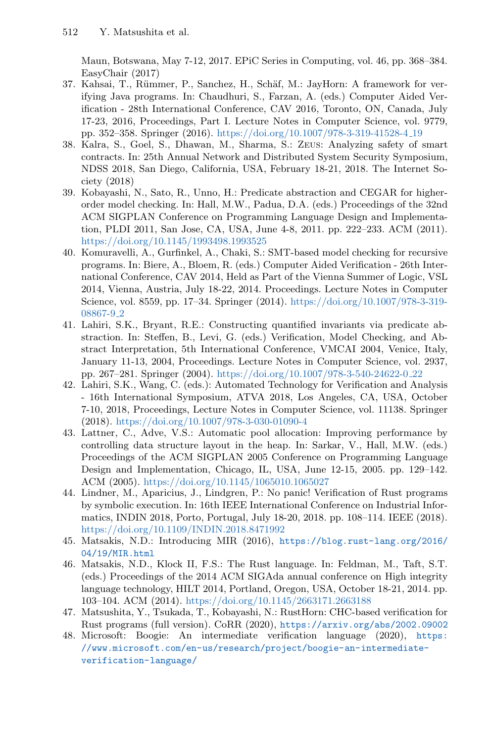Maun, Botswana, May 7-12, 2017. EPiC Series in Computing, vol. 46, pp. 368–384. EasyChair (2017)

37. Kahsai, T., Rümmer, P., Sanchez, H., Schäf, M.: JayHorn: A framework for verifying Java programs. In: Chaudhuri, S., Farzan, A. (eds.) Computer Aided Verification - 28th International Conference, CAV 2016, Toronto, ON, Canada, July 17-23, 2016, Proceedings, Part I. Lecture Notes in Computer Science, vol. 9779, pp. 352–358. Springer (2016). https://doi.org/10.1007/978-3-319-41528-4_19
38. Kalra, S., Goel, S., Dhawan, M., Sharma, S.: Zeus: Analyzing safety of smart contracts. In: 25th Annual Network and Distributed System Security Symposium, NDSS 2018, San Diego, California, USA, February 18-21, 2018. The Internet Society (2018)
39. Kobayashi, N., Sato, R., Unno, H.: Predicate abstraction and CEGAR for higher-order model checking. In: Hall, M.W., Padua, D.A. (eds.) Proceedings of the 32nd ACM SIGPLAN Conference on Programming Language Design and Implementation, PLDI 2011, San Jose, CA, USA, June 4-8, 2011. pp. 222–233. ACM (2011). https://doi.org/10.1145/1993498.1993525
40. Komuravelli, A., Gurfinkel, A., Chaki, S.: SMT-based model checking for recursive programs. In: Biere, A., Bloem, R. (eds.) Computer Aided Verification - 26th International Conference, CAV 2014, Held as Part of the Vienna Summer of Logic, VSL 2014, Vienna, Austria, July 18-22, 2014. Proceedings. Lecture Notes in Computer Science, vol. 8559, pp. 17–34. Springer (2014). https://doi.org/10.1007/978-3-319-08867-9_2
41. Lahiri, S.K., Bryant, R.E.: Constructing quantified invariants via predicate abstraction. In: Steffen, B., Levi, G. (eds.) Verification, Model Checking, and Abstract Interpretation, 5th International Conference, VMCAI 2004, Venice, Italy, January 11-13, 2004, Proceedings. Lecture Notes in Computer Science, vol. 2937, pp. 267–281. Springer (2004). https://doi.org/10.1007/978-3-540-24622-0_22
42. Lahiri, S.K., Wang, C. (eds.): Automated Technology for Verification and Analysis - 16th International Symposium, ATVA 2018, Los Angeles, CA, USA, October 7-10, 2018, Proceedings, Lecture Notes in Computer Science, vol. 11138. Springer (2018). https://doi.org/10.1007/978-3-030-01090-4
43. Lattner, C., Adve, V.S.: Automatic pool allocation: Improving performance by controlling data structure layout in the heap. In: Sarkar, V., Hall, M.W. (eds.) Proceedings of the ACM SIGPLAN 2005 Conference on Programming Language Design and Implementation, Chicago, IL, USA, June 12-15, 2005. pp. 129–142. ACM (2005). https://doi.org/10.1145/1065010.1065027
44. Lindner, M., Aparicius, J., Lindgren, P.: No panic! Verification of Rust programs by symbolic execution. In: 16th IEEE International Conference on Industrial Informatics, INDIN 2018, Porto, Portugal, July 18-20, 2018. pp. 108–114. IEEE (2018). https://doi.org/10.1109/INDIN.2018.8471992
45. Matsakis, N.D.: Introducing MIR (2016), https://blog.rust-lang.org/2016/04/19/MIR.html
46. Matsakis, N.D., Klock II, F.S.: The Rust language. In: Feldman, M., Taft, S.T. (eds.) Proceedings of the 2014 ACM SIGAda annual conference on High integrity language technology, HILT 2014, Portland, Oregon, USA, October 18-21, 2014. pp. 103–104. ACM (2014). https://doi.org/10.1145/2663171.2663188
47. Matsushita, Y., Tsukada, T., Kobayashi, N.: RustHorn: CHC-based verification for Rust programs (full version). CoRR (2020), https://arxiv.org/abs/2002.09002
48. Microsoft: Boogie: An intermediate verification language (2020), https://www.microsoft.com/en-us/research/project/boogie-an-intermediate-verification-language/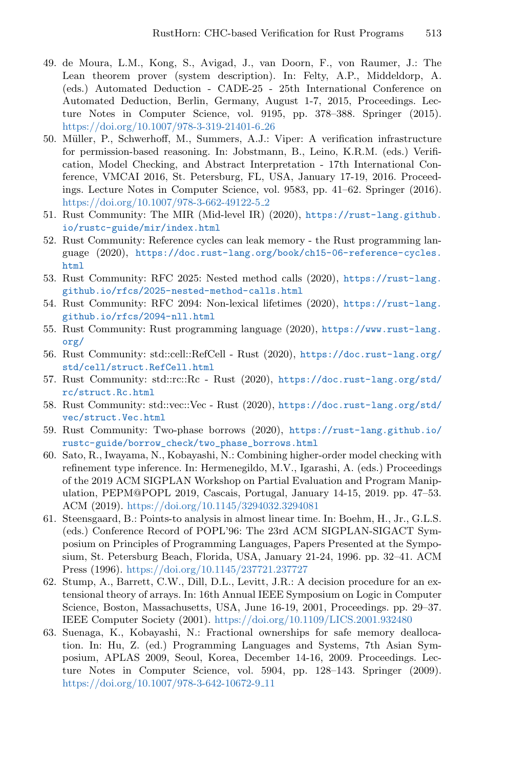49. de Moura, L.M., Kong, S., Avigad, J., van Doorn, F., von Raumer, J.: The Lean theorem prover (system description). In: Felty, A.P., Middeldorp, A. (eds.) Automated Deduction - CADE-25 - 25th International Conference on Automated Deduction, Berlin, Germany, August 1-7, 2015, Proceedings. Lecture Notes in Computer Science, vol. 9195, pp. 378–388. Springer (2015). https://doi.org/10.1007/978-3-319-21401-6_26
50. Müller, P., Schwerhoff, M., Summers, A.J.: Viper: A verification infrastructure for permission-based reasoning. In: Jobstmann, B., Leino, K.R.M. (eds.) Verification, Model Checking, and Abstract Interpretation - 17th International Conference, VMCAI 2016, St. Petersburg, FL, USA, January 17-19, 2016. Proceedings. Lecture Notes in Computer Science, vol. 9583, pp. 41–62. Springer (2016). https://doi.org/10.1007/978-3-662-49122-5_2
51. Rust Community: The MIR (Mid-level IR) (2020), https://rust-lang.github.io/rustc-guide/mir/index.html
52. Rust Community: Reference cycles can leak memory - the Rust programming language (2020), https://doc.rust-lang.org/book/ch15-06-reference-cycles.html
53. Rust Community: RFC 2025: Nested method calls (2020), https://rust-lang.github.io/rfcs/2025-nested-method-calls.html
54. Rust Community: RFC 2094: Non-lexical lifetimes (2020), https://rust-lang.github.io/rfcs/2094-nll.html
55. Rust Community: Rust programming language (2020), https://www.rust-lang.org/
56. Rust Community: std::cell::RefCell - Rust (2020), https://doc.rust-lang.org/std/cell/struct.RefCell.html
57. Rust Community: std::rc::Rc - Rust (2020), https://doc.rust-lang.org/std/rc/struct.Rc.html
58. Rust Community: std::vec::Vec - Rust (2020), https://doc.rust-lang.org/std/vec/struct.Vec.html
59. Rust Community: Two-phase borrows (2020), https://rust-lang.github.io/rustc-guide/borrow_check/two_phase_borrows.html
60. Sato, R., Iwayama, N., Kobayashi, N.: Combining higher-order model checking with refinement type inference. In: Hermenegildo, M.V., Igarashi, A. (eds.) Proceedings of the 2019 ACM SIGPLAN Workshop on Partial Evaluation and Program Manipulation, PEPM@POPL 2019, Cascais, Portugal, January 14-15, 2019. pp. 47–53. ACM (2019). https://doi.org/10.1145/3294032.3294081
61. Steensgaard, B.: Points-to analysis in almost linear time. In: Boehm, H., Jr., G.L.S. (eds.) Conference Record of POPL'96: The 23rd ACM SIGPLAN-SIGACT Symposium on Principles of Programming Languages, Papers Presented at the Symposium, St. Petersburg Beach, Florida, USA, January 21-24, 1996. pp. 32–41. ACM Press (1996). https://doi.org/10.1145/237721.237727
62. Stump, A., Barrett, C.W., Dill, D.L., Levitt, J.R.: A decision procedure for an extensional theory of arrays. In: 16th Annual IEEE Symposium on Logic in Computer Science, Boston, Massachusetts, USA, June 16-19, 2001, Proceedings. pp. 29–37. IEEE Computer Society (2001). https://doi.org/10.1109/LICS.2001.932480
63. Suenaga, K., Kobayashi, N.: Fractional ownerships for safe memory deallocation. In: Hu, Z. (ed.) Programming Languages and Systems, 7th Asian Symposium, APLAS 2009, Seoul, Korea, December 14-16, 2009. Proceedings. Lecture Notes in Computer Science, vol. 5904, pp. 128–143. Springer (2009). https://doi.org/10.1007/978-3-642-10672-9_11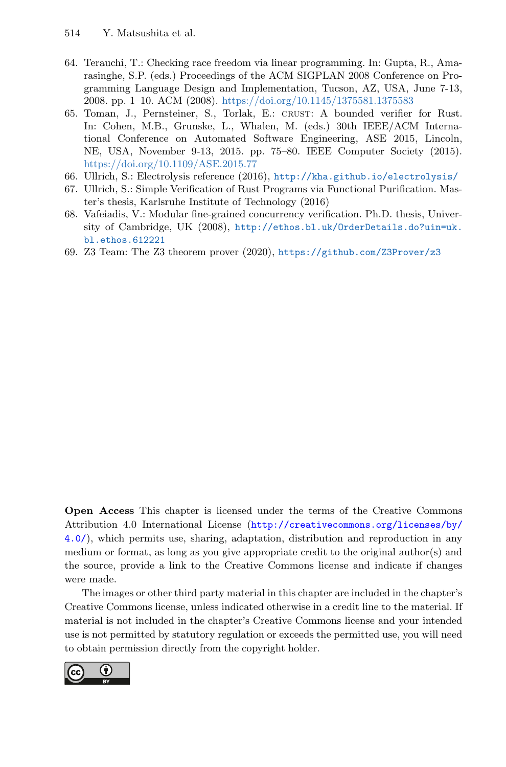64. Terauchi, T.: Checking race freedom via linear programming. In: Gupta, R., Amarasinghe, S.P. (eds.) Proceedings of the ACM SIGPLAN 2008 Conference on Programming Language Design and Implementation, Tucson, AZ, USA, June 7-13, 2008. pp. 1–10. ACM (2008). https://doi.org/10.1145/1375581.1375583
65. Toman, J., Pernsteiner, S., Torlak, E.: CRUST: A bounded verifier for Rust. In: Cohen, M.B., Grunske, L., Whalen, M. (eds.) 30th IEEE/ACM International Conference on Automated Software Engineering, ASE 2015, Lincoln, NE, USA, November 9-13, 2015. pp. 75–80. IEEE Computer Society (2015). https://doi.org/10.1109/ASE.2015.77
66. Ullrich, S.: Electrolysis reference (2016), http://kha.github.io/electrolysis/
67. Ullrich, S.: Simple Verification of Rust Programs via Functional Purification. Master's thesis, Karlsruhe Institute of Technology (2016)
68. Vafeiadis, V.: Modular fine-grained concurrency verification. Ph.D. thesis, University of Cambridge, UK (2008), http://ethos.bl.uk/OrderDetails.do?uin=uk.bl.ethos.612221
69. Z3 Team: The Z3 theorem prover (2020), https://github.com/Z3Prover/z3

**Open Access** This chapter is licensed under the terms of the Creative Commons Attribution 4.0 International License (http://creativecommons.org/licenses/by/4.0/), which permits use, sharing, adaptation, distribution and reproduction in any medium or format, as long as you give appropriate credit to the original author(s) and the source, provide a link to the Creative Commons license and indicate if changes were made.

The images or other third party material in this chapter are included in the chapter's Creative Commons license, unless indicated otherwise in a credit line to the material. If material is not included in the chapter's Creative Commons license and your intended use is not permitted by statutory regulation or exceeds the permitted use, you will need to obtain permission directly from the copyright holder.